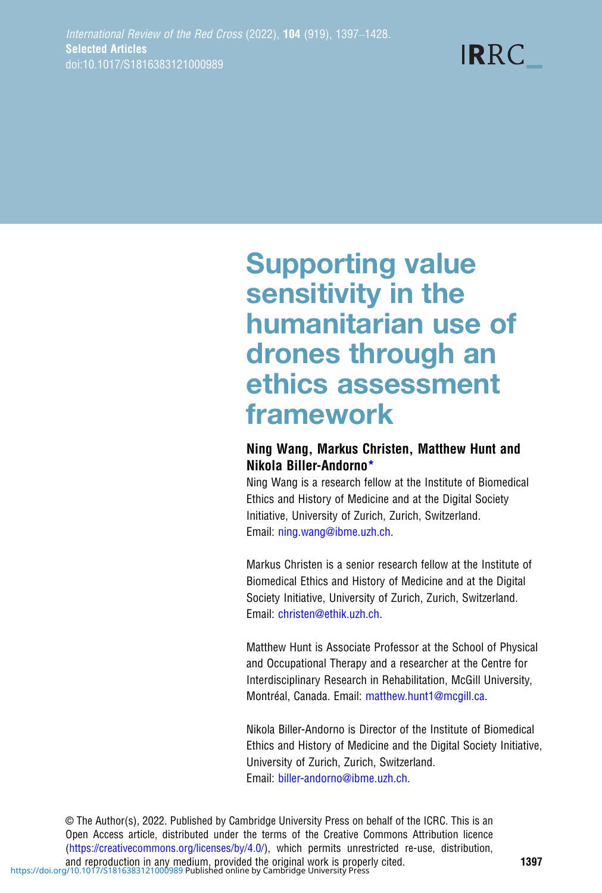# Supporting value sensitivity in the humanitarian use of drones through an ethics assessment framework

**Ning Wang, Markus Christen, Matthew Hunt and Nikola Biller-Andorno***

Ning Wang is a research fellow at the Institute of Biomedical Ethics and History of Medicine and at the Digital Society Initiative, University of Zurich, Zurich, Switzerland. Email: ning.wang@ibme.uzh.ch.

Markus Christen is a senior research fellow at the Institute of Biomedical Ethics and History of Medicine and at the Digital Society Initiative, University of Zurich, Zurich, Switzerland. Email: christen@ethik.uzh.ch.

Matthew Hunt is Associate Professor at the School of Physical and Occupational Therapy and a researcher at the Centre for Interdisciplinary Research in Rehabilitation, McGill University, Montréal, Canada. Email: matthew.hunt1@mcgill.ca.

Nikola Biller-Andorno is Director of the Institute of Biomedical Ethics and History of Medicine and the Digital Society Initiative, University of Zurich, Zurich, Switzerland. Email: biller-andorno@ibme.uzh.ch.

© The Author(s), 2022. Published by Cambridge University Press on behalf of the ICRC. This is an Open Access article, distributed under the terms of the Creative Commons Attribution licence (https://creativecommons.org/licenses/by/4.0/), which permits unrestricted re-use, distribution, and reproduction in any medium, provided the original work is properly cited.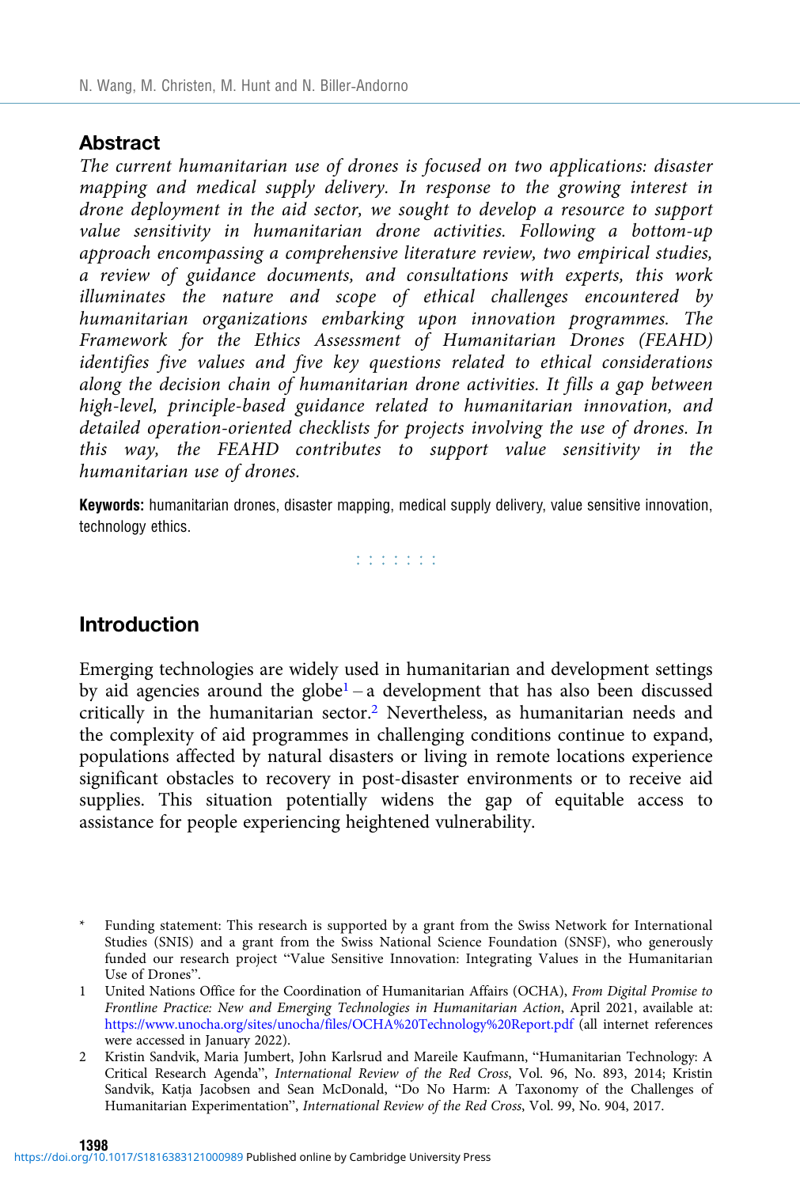## Abstract

*The current humanitarian use of drones is focused on two applications: disaster mapping and medical supply delivery. In response to the growing interest in drone deployment in the aid sector, we sought to develop a resource to support value sensitivity in humanitarian drone activities. Following a bottom-up approach encompassing a comprehensive literature review, two empirical studies, a review of guidance documents, and consultations with experts, this work illuminates the nature and scope of ethical challenges encountered by humanitarian organizations embarking upon innovation programmes. The Framework for the Ethics Assessment of Humanitarian Drones (FEAHD) identifies five values and five key questions related to ethical considerations along the decision chain of humanitarian drone activities. It fills a gap between high-level, principle-based guidance related to humanitarian innovation, and detailed operation-oriented checklists for projects involving the use of drones. In this way, the FEAHD contributes to support value sensitivity in the humanitarian use of drones.*

**Keywords:** humanitarian drones, disaster mapping, medical supply delivery, value sensitive innovation, technology ethics.

## Introduction

Emerging technologies are widely used in humanitarian and development settings by aid agencies around the globe[1] – a development that has also been discussed critically in the humanitarian sector.[2] Nevertheless, as humanitarian needs and the complexity of aid programmes in challenging conditions continue to expand, populations affected by natural disasters or living in remote locations experience significant obstacles to recovery in post-disaster environments or to receive aid supplies. This situation potentially widens the gap of equitable access to assistance for people experiencing heightened vulnerability.

\* Funding statement: This research is supported by a grant from the Swiss Network for International Studies (SNIS) and a grant from the Swiss National Science Foundation (SNSF), who generously funded our research project "Value Sensitive Innovation: Integrating Values in the Humanitarian Use of Drones".

1 United Nations Office for the Coordination of Humanitarian Affairs (OCHA), *From Digital Promise to Frontline Practice: New and Emerging Technologies in Humanitarian Action*, April 2021, available at: https://www.unocha.org/sites/unocha/files/OCHA%20Technology%20Report.pdf (all internet references were accessed in January 2022).

2 Kristin Sandvik, Maria Jumbert, John Karlsrud and Mareile Kaufmann, "Humanitarian Technology: A Critical Research Agenda", *International Review of the Red Cross*, Vol. 96, No. 893, 2014; Kristin Sandvik, Katja Jacobsen and Sean McDonald, "Do No Harm: A Taxonomy of the Challenges of Humanitarian Experimentation", *International Review of the Red Cross*, Vol. 99, No. 904, 2017.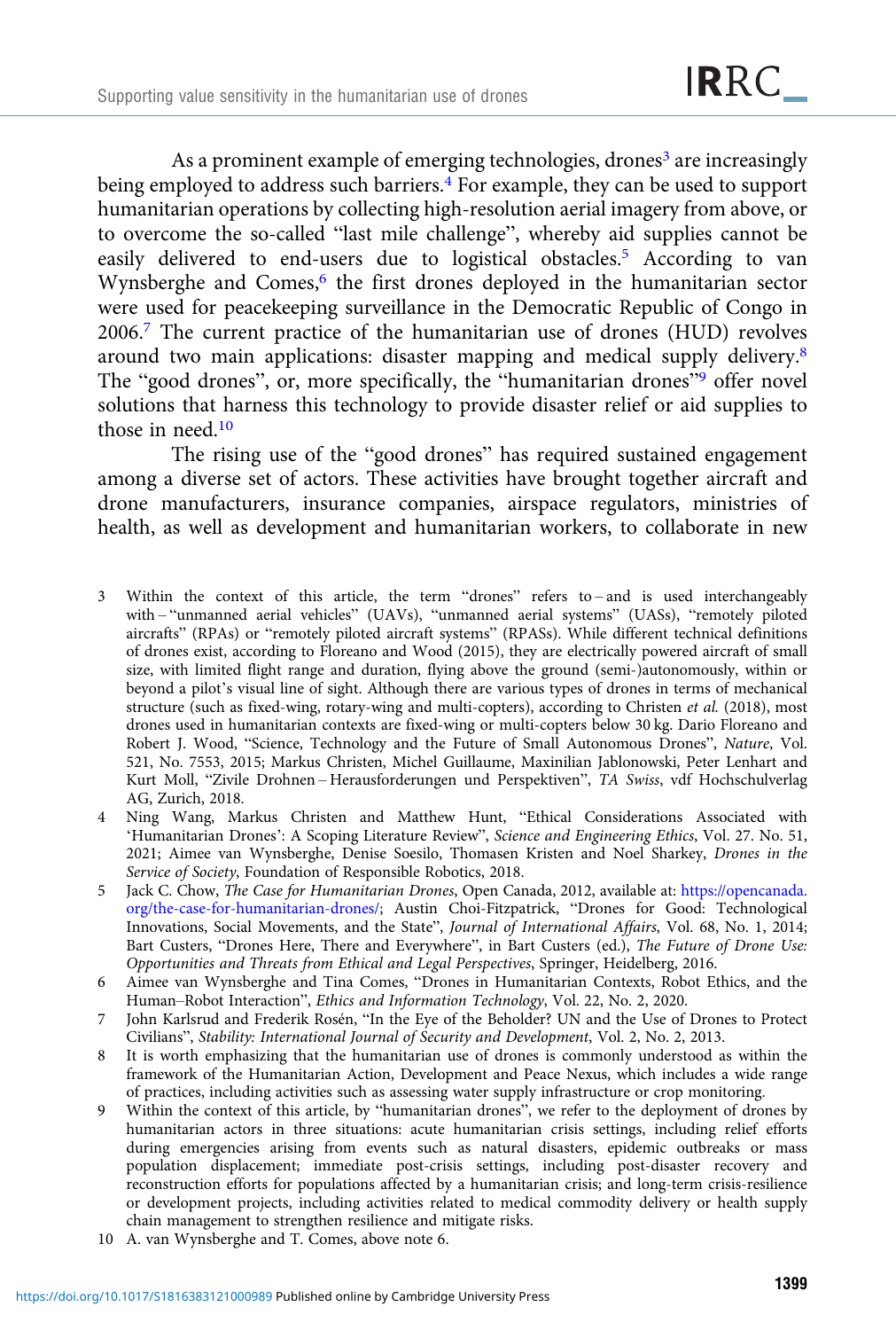As a prominent example of emerging technologies, drones[3] are increasingly being employed to address such barriers.[4] For example, they can be used to support humanitarian operations by collecting high-resolution aerial imagery from above, or to overcome the so-called "last mile challenge", whereby aid supplies cannot be easily delivered to end-users due to logistical obstacles.[5] According to van Wynsberghe and Comes,[6] the first drones deployed in the humanitarian sector were used for peacekeeping surveillance in the Democratic Republic of Congo in 2006.[7] The current practice of the humanitarian use of drones (HUD) revolves around two main applications: disaster mapping and medical supply delivery.[8] The "good drones", or, more specifically, the "humanitarian drones"[9] offer novel solutions that harness this technology to provide disaster relief or aid supplies to those in need.[10]

The rising use of the "good drones" has required sustained engagement among a diverse set of actors. These activities have brought together aircraft and drone manufacturers, insurance companies, airspace regulators, ministries of health, as well as development and humanitarian workers, to collaborate in new

3 Within the context of this article, the term "drones" refers to – and is used interchangeably with – "unmanned aerial vehicles" (UAVs), "unmanned aerial systems" (UASs), "remotely piloted aircrafts" (RPAs) or "remotely piloted aircraft systems" (RPASs). While different technical definitions of drones exist, according to Floreano and Wood (2015), they are electrically powered aircraft of small size, with limited flight range and duration, flying above the ground (semi-)autonomously, within or beyond a pilot's visual line of sight. Although there are various types of drones in terms of mechanical structure (such as fixed-wing, rotary-wing and multi-copters), according to Christen *et al.* (2018), most drones used in humanitarian contexts are fixed-wing or multi-copters below 30 kg. Dario Floreano and Robert J. Wood, "Science, Technology and the Future of Small Autonomous Drones", *Nature*, Vol. 521, No. 7553, 2015; Markus Christen, Michel Guillaume, Maxinilian Jablonowski, Peter Lenhart and Kurt Moll, "Zivile Drohnen – Herausforderungen und Perspektiven", *TA Swiss*, vdf Hochschulverlag AG, Zurich, 2018.

4 Ning Wang, Markus Christen and Matthew Hunt, "Ethical Considerations Associated with 'Humanitarian Drones': A Scoping Literature Review", *Science and Engineering Ethics*, Vol. 27. No. 51, 2021; Aimee van Wynsberghe, Denise Soesilo, Thomasen Kristen and Noel Sharkey, *Drones in the Service of Society*, Foundation of Responsible Robotics, 2018.

5 Jack C. Chow, *The Case for Humanitarian Drones*, Open Canada, 2012, available at: https://opencanada.org/the-case-for-humanitarian-drones/; Austin Choi-Fitzpatrick, "Drones for Good: Technological Innovations, Social Movements, and the State", *Journal of International Affairs*, Vol. 68, No. 1, 2014; Bart Custers, "Drones Here, There and Everywhere", in Bart Custers (ed.), *The Future of Drone Use: Opportunities and Threats from Ethical and Legal Perspectives*, Springer, Heidelberg, 2016.

6 Aimee van Wynsberghe and Tina Comes, "Drones in Humanitarian Contexts, Robot Ethics, and the Human–Robot Interaction", *Ethics and Information Technology*, Vol. 22, No. 2, 2020.

7 John Karlsrud and Frederik Rosén, "In the Eye of the Beholder? UN and the Use of Drones to Protect Civilians", *Stability: International Journal of Security and Development*, Vol. 2, No. 2, 2013.

8 It is worth emphasizing that the humanitarian use of drones is commonly understood as within the framework of the Humanitarian Action, Development and Peace Nexus, which includes a wide range of practices, including activities such as assessing water supply infrastructure or crop monitoring.

9 Within the context of this article, by "humanitarian drones", we refer to the deployment of drones by humanitarian actors in three situations: acute humanitarian crisis settings, including relief efforts during emergencies arising from events such as natural disasters, epidemic outbreaks or mass population displacement; immediate post-crisis settings, including post-disaster recovery and reconstruction efforts for populations affected by a humanitarian crisis; and long-term crisis-resilience or development projects, including activities related to medical commodity delivery or health supply chain management to strengthen resilience and mitigate risks.

10 A. van Wynsberghe and T. Comes, above note 6.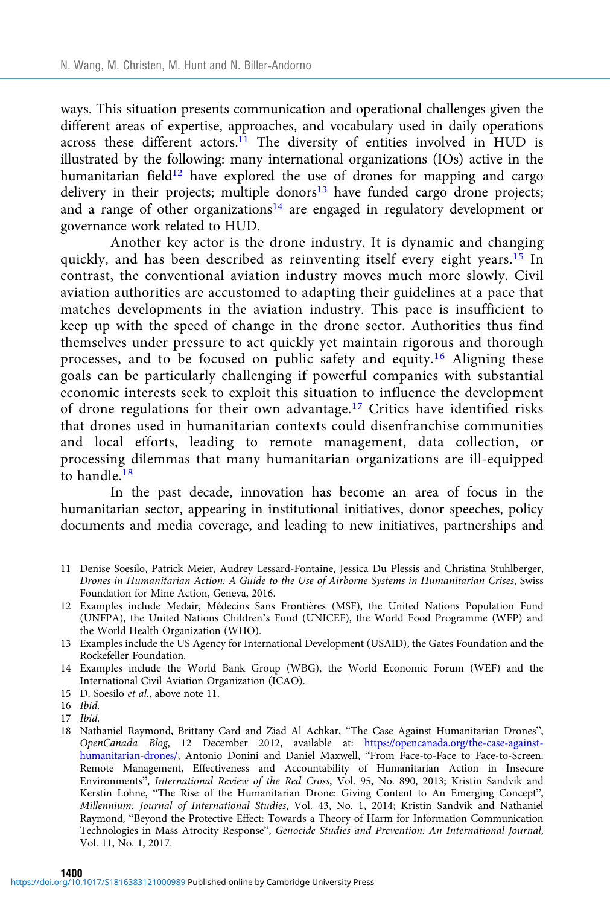ways. This situation presents communication and operational challenges given the different areas of expertise, approaches, and vocabulary used in daily operations across these different actors.[11] The diversity of entities involved in HUD is illustrated by the following: many international organizations (IOs) active in the humanitarian field[12] have explored the use of drones for mapping and cargo delivery in their projects; multiple donors[13] have funded cargo drone projects; and a range of other organizations[14] are engaged in regulatory development or governance work related to HUD.

Another key actor is the drone industry. It is dynamic and changing quickly, and has been described as reinventing itself every eight years.[15] In contrast, the conventional aviation industry moves much more slowly. Civil aviation authorities are accustomed to adapting their guidelines at a pace that matches developments in the aviation industry. This pace is insufficient to keep up with the speed of change in the drone sector. Authorities thus find themselves under pressure to act quickly yet maintain rigorous and thorough processes, and to be focused on public safety and equity.[16] Aligning these goals can be particularly challenging if powerful companies with substantial economic interests seek to exploit this situation to influence the development of drone regulations for their own advantage.[17] Critics have identified risks that drones used in humanitarian contexts could disenfranchise communities and local efforts, leading to remote management, data collection, or processing dilemmas that many humanitarian organizations are ill-equipped to handle.[18]

In the past decade, innovation has become an area of focus in the humanitarian sector, appearing in institutional initiatives, donor speeches, policy documents and media coverage, and leading to new initiatives, partnerships and

11 Denise Soesilo, Patrick Meier, Audrey Lessard-Fontaine, Jessica Du Plessis and Christina Stuhlberger, *Drones in Humanitarian Action: A Guide to the Use of Airborne Systems in Humanitarian Crises*, Swiss Foundation for Mine Action, Geneva, 2016.

12 Examples include Medair, Médecins Sans Frontières (MSF), the United Nations Population Fund (UNFPA), the United Nations Children's Fund (UNICEF), the World Food Programme (WFP) and the World Health Organization (WHO).

13 Examples include the US Agency for International Development (USAID), the Gates Foundation and the Rockefeller Foundation.

14 Examples include the World Bank Group (WBG), the World Economic Forum (WEF) and the International Civil Aviation Organization (ICAO).

15 D. Soesilo *et al.*, above note 11.

16 *Ibid.*

17 *Ibid.*

18 Nathaniel Raymond, Brittany Card and Ziad Al Achkar, "The Case Against Humanitarian Drones", *OpenCanada Blog*, 12 December 2012, available at: https://opencanada.org/the-case-against-humanitarian-drones/; Antonio Donini and Daniel Maxwell, "From Face-to-Face to Face-to-Screen: Remote Management, Effectiveness and Accountability of Humanitarian Action in Insecure Environments", *International Review of the Red Cross*, Vol. 95, No. 890, 2013; Kristin Sandvik and Kerstin Lohne, "The Rise of the Humanitarian Drone: Giving Content to An Emerging Concept", *Millennium: Journal of International Studies*, Vol. 43, No. 1, 2014; Kristin Sandvik and Nathaniel Raymond, "Beyond the Protective Effect: Towards a Theory of Harm for Information Communication Technologies in Mass Atrocity Response", *Genocide Studies and Prevention: An International Journal*, Vol. 11, No. 1, 2017.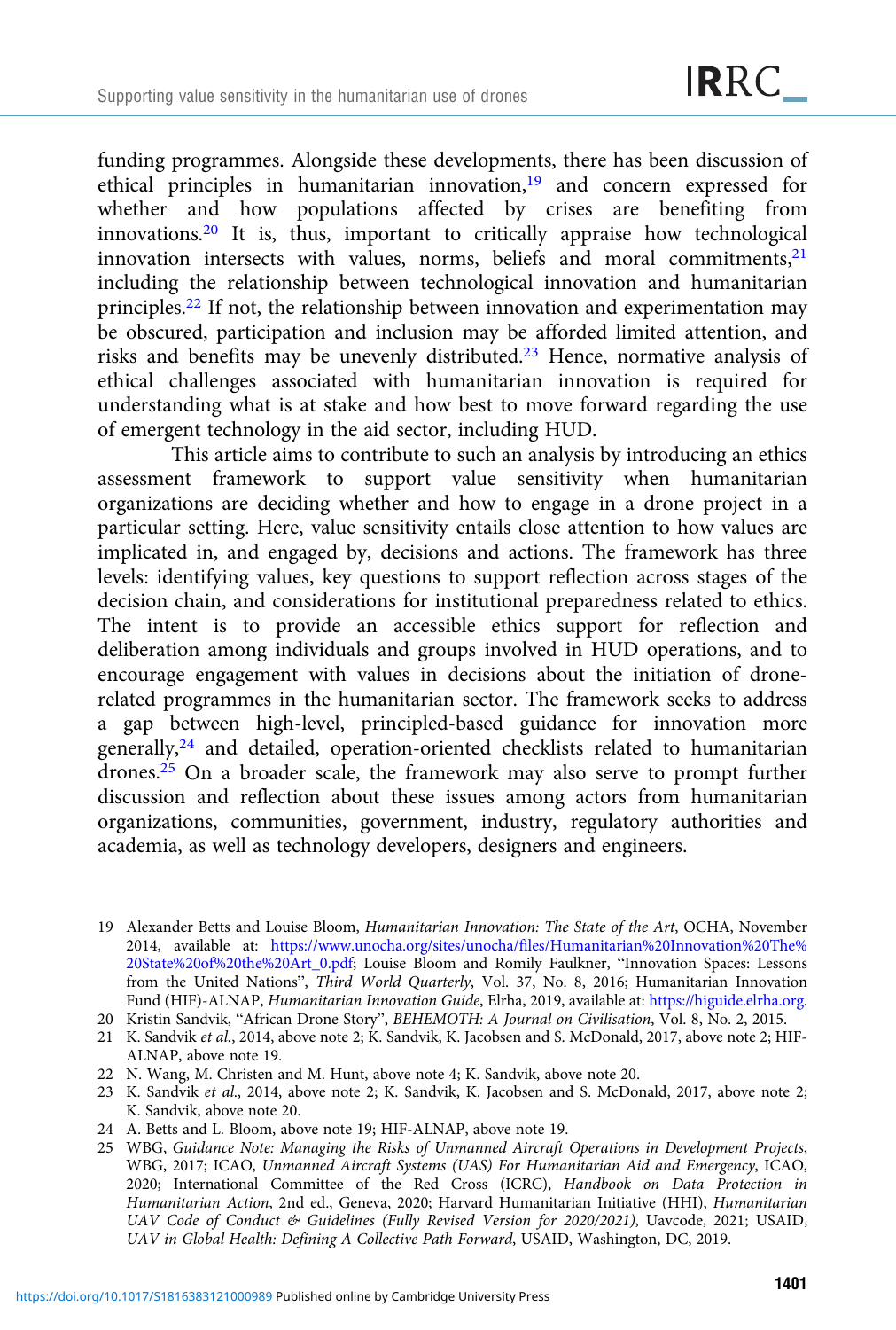funding programmes. Alongside these developments, there has been discussion of ethical principles in humanitarian innovation,[19] and concern expressed for whether and how populations affected by crises are benefiting from innovations.[20] It is, thus, important to critically appraise how technological innovation intersects with values, norms, beliefs and moral commitments,[21] including the relationship between technological innovation and humanitarian principles.[22] If not, the relationship between innovation and experimentation may be obscured, participation and inclusion may be afforded limited attention, and risks and benefits may be unevenly distributed.[23] Hence, normative analysis of ethical challenges associated with humanitarian innovation is required for understanding what is at stake and how best to move forward regarding the use of emergent technology in the aid sector, including HUD.

This article aims to contribute to such an analysis by introducing an ethics assessment framework to support value sensitivity when humanitarian organizations are deciding whether and how to engage in a drone project in a particular setting. Here, value sensitivity entails close attention to how values are implicated in, and engaged by, decisions and actions. The framework has three levels: identifying values, key questions to support reflection across stages of the decision chain, and considerations for institutional preparedness related to ethics. The intent is to provide an accessible ethics support for reflection and deliberation among individuals and groups involved in HUD operations, and to encourage engagement with values in decisions about the initiation of drone-related programmes in the humanitarian sector. The framework seeks to address a gap between high-level, principled-based guidance for innovation more generally,[24] and detailed, operation-oriented checklists related to humanitarian drones.[25] On a broader scale, the framework may also serve to prompt further discussion and reflection about these issues among actors from humanitarian organizations, communities, government, industry, regulatory authorities and academia, as well as technology developers, designers and engineers.

19 Alexander Betts and Louise Bloom, *Humanitarian Innovation: The State of the Art*, OCHA, November 2014, available at: https://www.unocha.org/sites/unocha/files/Humanitarian%20Innovation%20The%20State%20of%20the%20Art_0.pdf; Louise Bloom and Romily Faulkner, "Innovation Spaces: Lessons from the United Nations", *Third World Quarterly*, Vol. 37, No. 8, 2016; Humanitarian Innovation Fund (HIF)-ALNAP, *Humanitarian Innovation Guide*, Elrha, 2019, available at: https://higuide.elrha.org.

20 Kristin Sandvik, "African Drone Story", *BEHEMOTH: A Journal on Civilisation*, Vol. 8, No. 2, 2015.

21 K. Sandvik *et al.*, 2014, above note 2; K. Sandvik, K. Jacobsen and S. McDonald, 2017, above note 2; HIF-ALNAP, above note 19.

22 N. Wang, M. Christen and M. Hunt, above note 4; K. Sandvik, above note 20.

23 K. Sandvik *et al.*, 2014, above note 2; K. Sandvik, K. Jacobsen and S. McDonald, 2017, above note 2; K. Sandvik, above note 20.

24 A. Betts and L. Bloom, above note 19; HIF-ALNAP, above note 19.

25 WBG, *Guidance Note: Managing the Risks of Unmanned Aircraft Operations in Development Projects*, WBG, 2017; ICAO, *Unmanned Aircraft Systems (UAS) For Humanitarian Aid and Emergency*, ICAO, 2020; International Committee of the Red Cross (ICRC), *Handbook on Data Protection in Humanitarian Action*, 2nd ed., Geneva, 2020; Harvard Humanitarian Initiative (HHI), *Humanitarian UAV Code of Conduct & Guidelines (Fully Revised Version for 2020/2021)*, Uavcode, 2021; USAID, *UAV in Global Health: Defining A Collective Path Forward*, USAID, Washington, DC, 2019.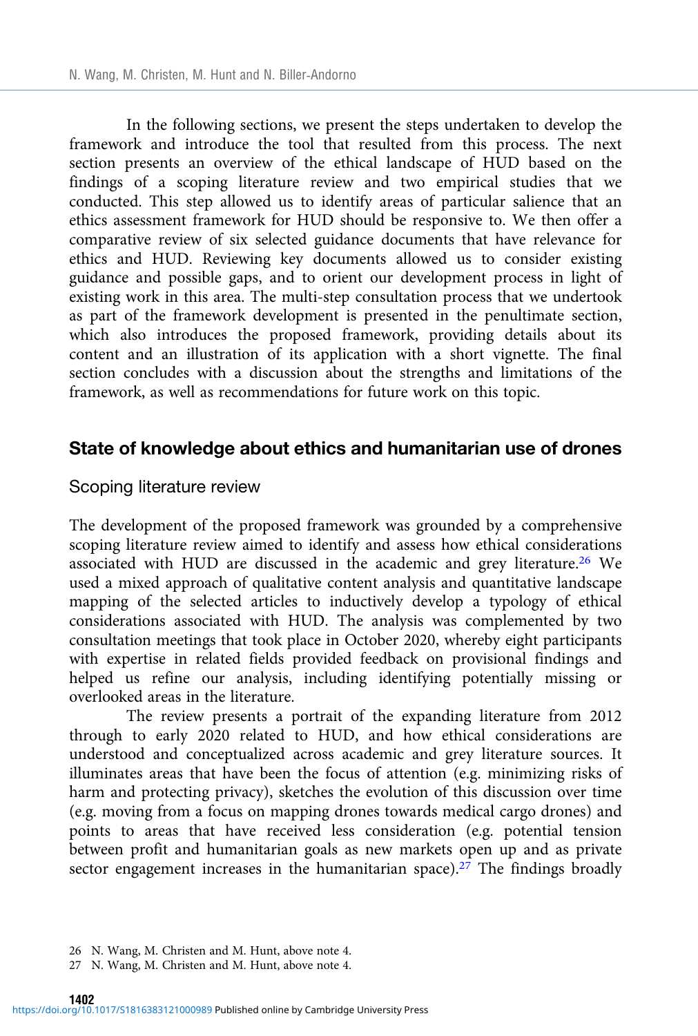In the following sections, we present the steps undertaken to develop the framework and introduce the tool that resulted from this process. The next section presents an overview of the ethical landscape of HUD based on the findings of a scoping literature review and two empirical studies that we conducted. This step allowed us to identify areas of particular salience that an ethics assessment framework for HUD should be responsive to. We then offer a comparative review of six selected guidance documents that have relevance for ethics and HUD. Reviewing key documents allowed us to consider existing guidance and possible gaps, and to orient our development process in light of existing work in this area. The multi-step consultation process that we undertook as part of the framework development is presented in the penultimate section, which also introduces the proposed framework, providing details about its content and an illustration of its application with a short vignette. The final section concludes with a discussion about the strengths and limitations of the framework, as well as recommendations for future work on this topic.

## State of knowledge about ethics and humanitarian use of drones

### Scoping literature review

The development of the proposed framework was grounded by a comprehensive scoping literature review aimed to identify and assess how ethical considerations associated with HUD are discussed in the academic and grey literature.[26] We used a mixed approach of qualitative content analysis and quantitative landscape mapping of the selected articles to inductively develop a typology of ethical considerations associated with HUD. The analysis was complemented by two consultation meetings that took place in October 2020, whereby eight participants with expertise in related fields provided feedback on provisional findings and helped us refine our analysis, including identifying potentially missing or overlooked areas in the literature.

The review presents a portrait of the expanding literature from 2012 through to early 2020 related to HUD, and how ethical considerations are understood and conceptualized across academic and grey literature sources. It illuminates areas that have been the focus of attention (e.g. minimizing risks of harm and protecting privacy), sketches the evolution of this discussion over time (e.g. moving from a focus on mapping drones towards medical cargo drones) and points to areas that have received less consideration (e.g. potential tension between profit and humanitarian goals as new markets open up and as private sector engagement increases in the humanitarian space).[27] The findings broadly

26 N. Wang, M. Christen and M. Hunt, above note 4.

27 N. Wang, M. Christen and M. Hunt, above note 4.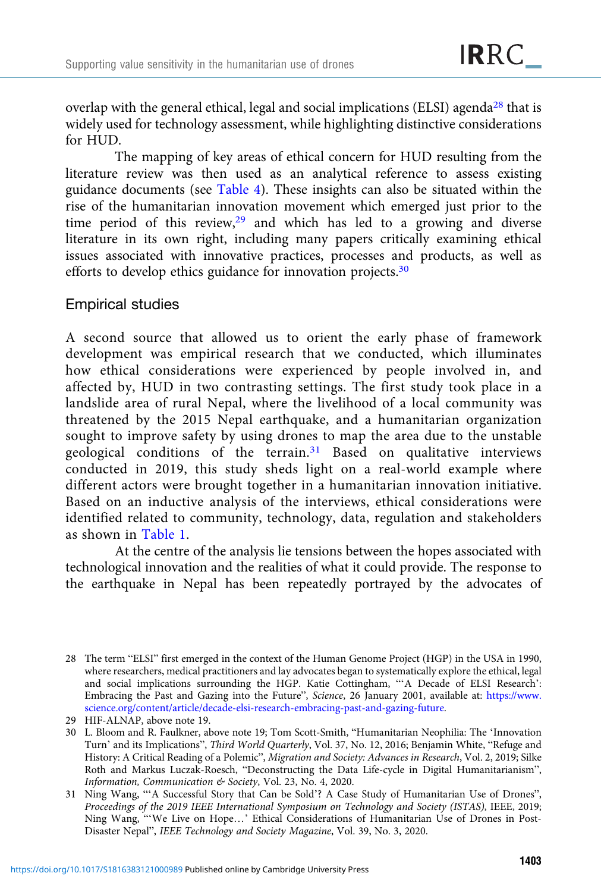overlap with the general ethical, legal and social implications (ELSI) agenda[28] that is widely used for technology assessment, while highlighting distinctive considerations for HUD.

The mapping of key areas of ethical concern for HUD resulting from the literature review was then used as an analytical reference to assess existing guidance documents (see Table 4). These insights can also be situated within the rise of the humanitarian innovation movement which emerged just prior to the time period of this review,[29] and which has led to a growing and diverse literature in its own right, including many papers critically examining ethical issues associated with innovative practices, processes and products, as well as efforts to develop ethics guidance for innovation projects.[30]

## Empirical studies

A second source that allowed us to orient the early phase of framework development was empirical research that we conducted, which illuminates how ethical considerations were experienced by people involved in, and affected by, HUD in two contrasting settings. The first study took place in a landslide area of rural Nepal, where the livelihood of a local community was threatened by the 2015 Nepal earthquake, and a humanitarian organization sought to improve safety by using drones to map the area due to the unstable geological conditions of the terrain.[31] Based on qualitative interviews conducted in 2019, this study sheds light on a real-world example where different actors were brought together in a humanitarian innovation initiative. Based on an inductive analysis of the interviews, ethical considerations were identified related to community, technology, data, regulation and stakeholders as shown in Table 1.

At the centre of the analysis lie tensions between the hopes associated with technological innovation and the realities of what it could provide. The response to the earthquake in Nepal has been repeatedly portrayed by the advocates of

---

28 The term "ELSI" first emerged in the context of the Human Genome Project (HGP) in the USA in 1990, where researchers, medical practitioners and lay advocates began to systematically explore the ethical, legal and social implications surrounding the HGP. Katie Cottingham, "'A Decade of ELSI Research': Embracing the Past and Gazing into the Future", *Science*, 26 January 2001, available at: https://www.science.org/content/article/decade-elsi-research-embracing-past-and-gazing-future.

29 HIF-ALNAP, above note 19.

30 L. Bloom and R. Faulkner, above note 19; Tom Scott-Smith, "Humanitarian Neophilia: The 'Innovation Turn' and its Implications", *Third World Quarterly*, Vol. 37, No. 12, 2016; Benjamin White, "Refuge and History: A Critical Reading of a Polemic", *Migration and Society: Advances in Research*, Vol. 2, 2019; Silke Roth and Markus Luczak-Roesch, "Deconstructing the Data Life-cycle in Digital Humanitarianism", *Information, Communication & Society*, Vol. 23, No. 4, 2020.

31 Ning Wang, "'A Successful Story that Can be Sold'? A Case Study of Humanitarian Use of Drones", *Proceedings of the 2019 IEEE International Symposium on Technology and Society (ISTAS)*, IEEE, 2019; Ning Wang, "'We Live on Hope…' Ethical Considerations of Humanitarian Use of Drones in Post-Disaster Nepal", *IEEE Technology and Society Magazine*, Vol. 39, No. 3, 2020.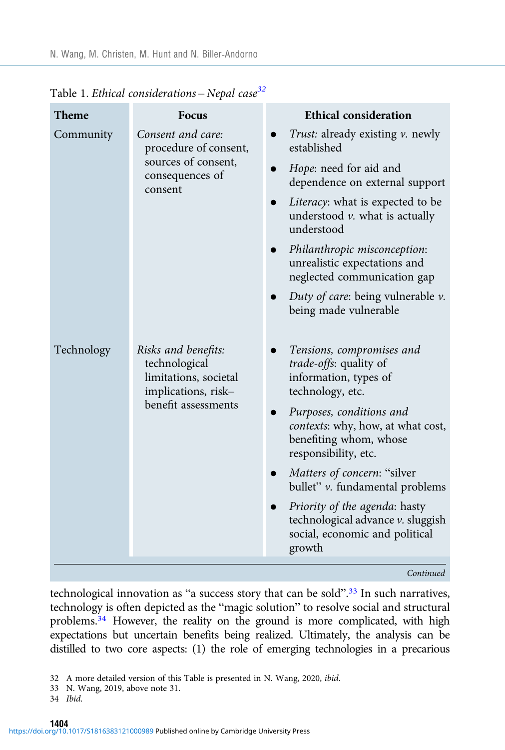Table 1. *Ethical considerations – Nepal case*[32]

| Theme | Focus | Ethical consideration |
|---|---|---|
| Community | *Consent and care:* procedure of consent, sources of consent, consequences of consent | • *Trust:* already existing *v.* newly established<br>• *Hope*: need for aid and dependence on external support<br>• *Literacy*: what is expected to be understood *v.* what is actually understood<br>• *Philanthropic misconception*: unrealistic expectations and neglected communication gap<br>• *Duty of care*: being vulnerable *v.* being made vulnerable |
| Technology | *Risks and benefits:* technological limitations, societal implications, risk–benefit assessments | • *Tensions, compromises and trade-offs*: quality of information, types of technology, etc.<br>• *Purposes, conditions and contexts*: why, how, at what cost, benefiting whom, whose responsibility, etc.<br>• *Matters of concern*: "silver bullet" *v.* fundamental problems<br>• *Priority of the agenda*: hasty technological advance *v.* sluggish social, economic and political growth |

*Continued*

technological innovation as "a success story that can be sold".[33] In such narratives, technology is often depicted as the "magic solution" to resolve social and structural problems.[34] However, the reality on the ground is more complicated, with high expectations but uncertain benefits being realized. Ultimately, the analysis can be distilled to two core aspects: (1) the role of emerging technologies in a precarious

32 A more detailed version of this Table is presented in N. Wang, 2020, *ibid*.

33 N. Wang, 2019, above note 31.

34 *Ibid*.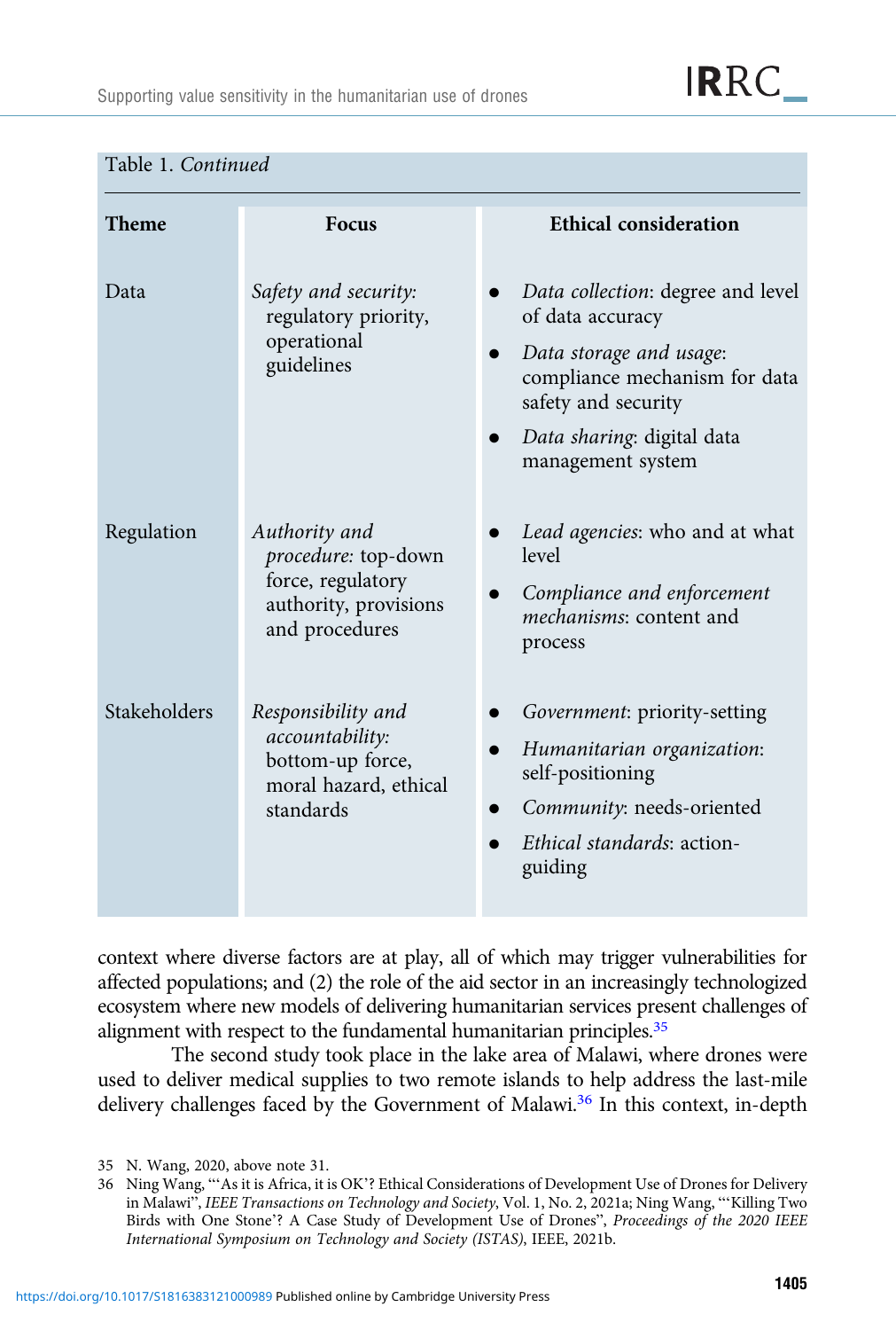Table 1. *Continued*

| Theme | Focus | Ethical consideration |
|---|---|---|
| Data | *Safety and security:* regulatory priority, operational guidelines | • *Data collection*: degree and level of data accuracy<br>• *Data storage and usage*: compliance mechanism for data safety and security<br>• *Data sharing*: digital data management system |
| Regulation | *Authority and procedure:* top-down force, regulatory authority, provisions and procedures | • *Lead agencies*: who and at what level<br>• *Compliance and enforcement mechanisms*: content and process |
| Stakeholders | *Responsibility and accountability:* bottom-up force, moral hazard, ethical standards | • *Government*: priority-setting<br>• *Humanitarian organization*: self-positioning<br>• *Community*: needs-oriented<br>• *Ethical standards*: action-guiding |

context where diverse factors are at play, all of which may trigger vulnerabilities for affected populations; and (2) the role of the aid sector in an increasingly technologized ecosystem where new models of delivering humanitarian services present challenges of alignment with respect to the fundamental humanitarian principles.[35]

The second study took place in the lake area of Malawi, where drones were used to deliver medical supplies to two remote islands to help address the last-mile delivery challenges faced by the Government of Malawi.[36] In this context, in-depth

35 N. Wang, 2020, above note 31.

36 Ning Wang, "'As it is Africa, it is OK'? Ethical Considerations of Development Use of Drones for Delivery in Malawi", *IEEE Transactions on Technology and Society*, Vol. 1, No. 2, 2021a; Ning Wang, "'Killing Two Birds with One Stone'? A Case Study of Development Use of Drones", *Proceedings of the 2020 IEEE International Symposium on Technology and Society (ISTAS)*, IEEE, 2021b.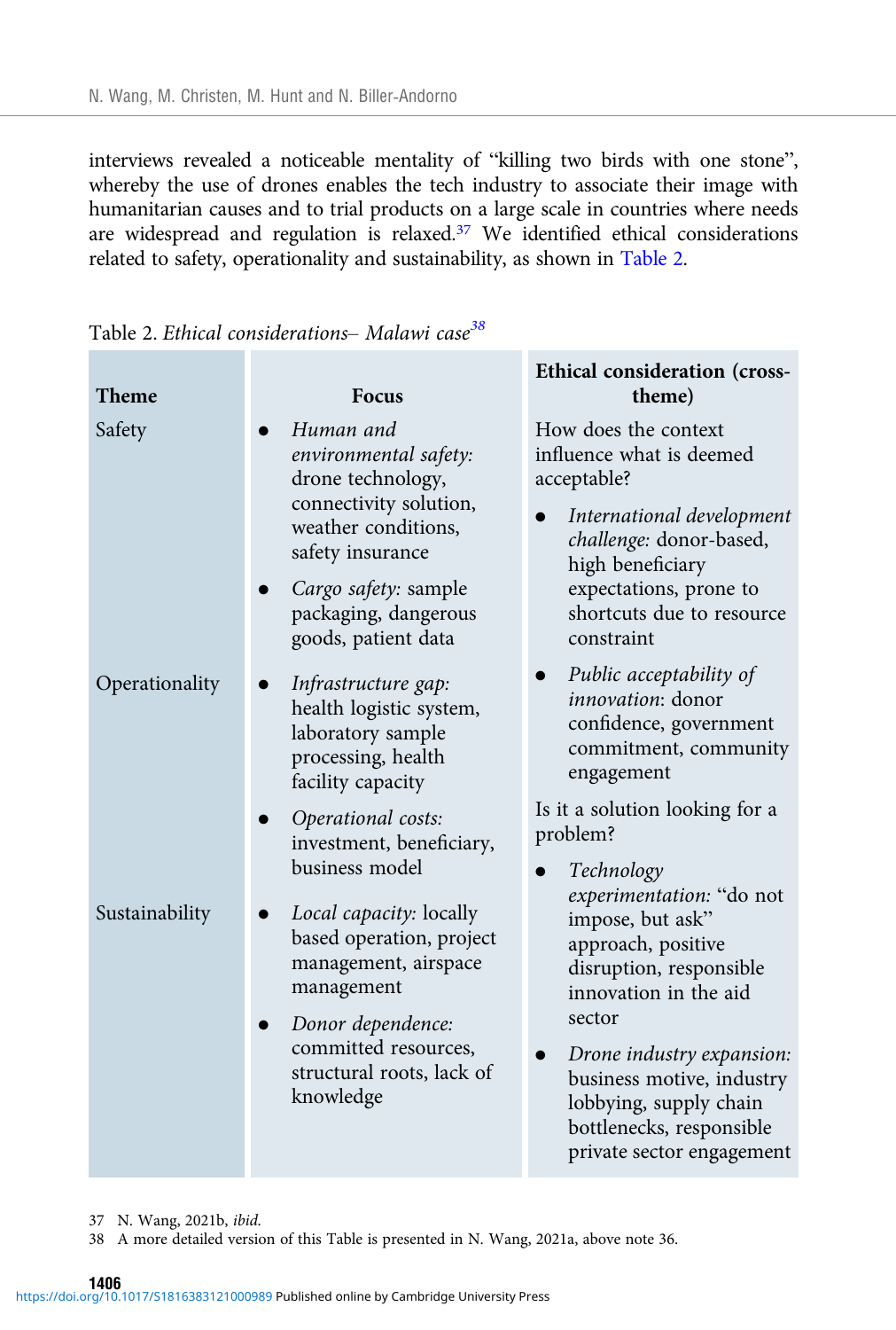interviews revealed a noticeable mentality of "killing two birds with one stone", whereby the use of drones enables the tech industry to associate their image with humanitarian causes and to trial products on a large scale in countries where needs are widespread and regulation is relaxed.[37] We identified ethical considerations related to safety, operationality and sustainability, as shown in Table 2.

Table 2. *Ethical considerations– Malawi case*[38]

| Theme | Focus | Ethical consideration (cross-theme) |
|---|---|---|
| Safety | • *Human and environmental safety:* drone technology, connectivity solution, weather conditions, safety insurance<br>• *Cargo safety:* sample packaging, dangerous goods, patient data | How does the context influence what is deemed acceptable?<br>• *International development challenge:* donor-based, high beneficiary expectations, prone to shortcuts due to resource constraint |
| Operationality | • *Infrastructure gap:* health logistic system, laboratory sample processing, health facility capacity<br>• *Operational costs:* investment, beneficiary, business model | • *Public acceptability of innovation*: donor confidence, government commitment, community engagement<br>Is it a solution looking for a problem?<br>• *Technology experimentation:* "do not impose, but ask" approach, positive disruption, responsible innovation in the aid sector |
| Sustainability | • *Local capacity:* locally based operation, project management, airspace management<br>• *Donor dependence:* committed resources, structural roots, lack of knowledge | • *Drone industry expansion:* business motive, industry lobbying, supply chain bottlenecks, responsible private sector engagement |

37 N. Wang, 2021b, *ibid.*

38 A more detailed version of this Table is presented in N. Wang, 2021a, above note 36.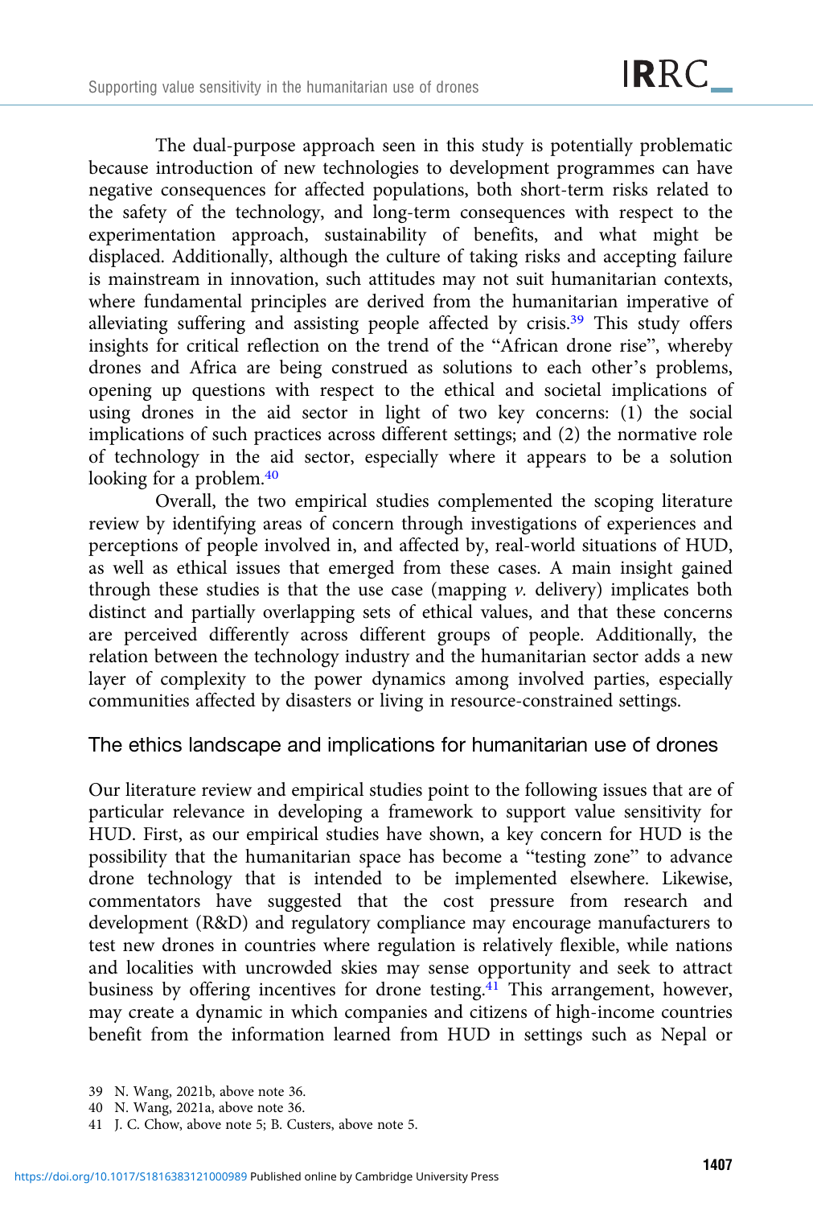The dual-purpose approach seen in this study is potentially problematic because introduction of new technologies to development programmes can have negative consequences for affected populations, both short-term risks related to the safety of the technology, and long-term consequences with respect to the experimentation approach, sustainability of benefits, and what might be displaced. Additionally, although the culture of taking risks and accepting failure is mainstream in innovation, such attitudes may not suit humanitarian contexts, where fundamental principles are derived from the humanitarian imperative of alleviating suffering and assisting people affected by crisis.[39] This study offers insights for critical reflection on the trend of the "African drone rise", whereby drones and Africa are being construed as solutions to each other's problems, opening up questions with respect to the ethical and societal implications of using drones in the aid sector in light of two key concerns: (1) the social implications of such practices across different settings; and (2) the normative role of technology in the aid sector, especially where it appears to be a solution looking for a problem.[40]

Overall, the two empirical studies complemented the scoping literature review by identifying areas of concern through investigations of experiences and perceptions of people involved in, and affected by, real-world situations of HUD, as well as ethical issues that emerged from these cases. A main insight gained through these studies is that the use case (mapping *v.* delivery) implicates both distinct and partially overlapping sets of ethical values, and that these concerns are perceived differently across different groups of people. Additionally, the relation between the technology industry and the humanitarian sector adds a new layer of complexity to the power dynamics among involved parties, especially communities affected by disasters or living in resource-constrained settings.

## The ethics landscape and implications for humanitarian use of drones

Our literature review and empirical studies point to the following issues that are of particular relevance in developing a framework to support value sensitivity for HUD. First, as our empirical studies have shown, a key concern for HUD is the possibility that the humanitarian space has become a "testing zone" to advance drone technology that is intended to be implemented elsewhere. Likewise, commentators have suggested that the cost pressure from research and development (R&D) and regulatory compliance may encourage manufacturers to test new drones in countries where regulation is relatively flexible, while nations and localities with uncrowded skies may sense opportunity and seek to attract business by offering incentives for drone testing.[41] This arrangement, however, may create a dynamic in which companies and citizens of high-income countries benefit from the information learned from HUD in settings such as Nepal or

39 N. Wang, 2021b, above note 36.

40 N. Wang, 2021a, above note 36.

41 J. C. Chow, above note 5; B. Custers, above note 5.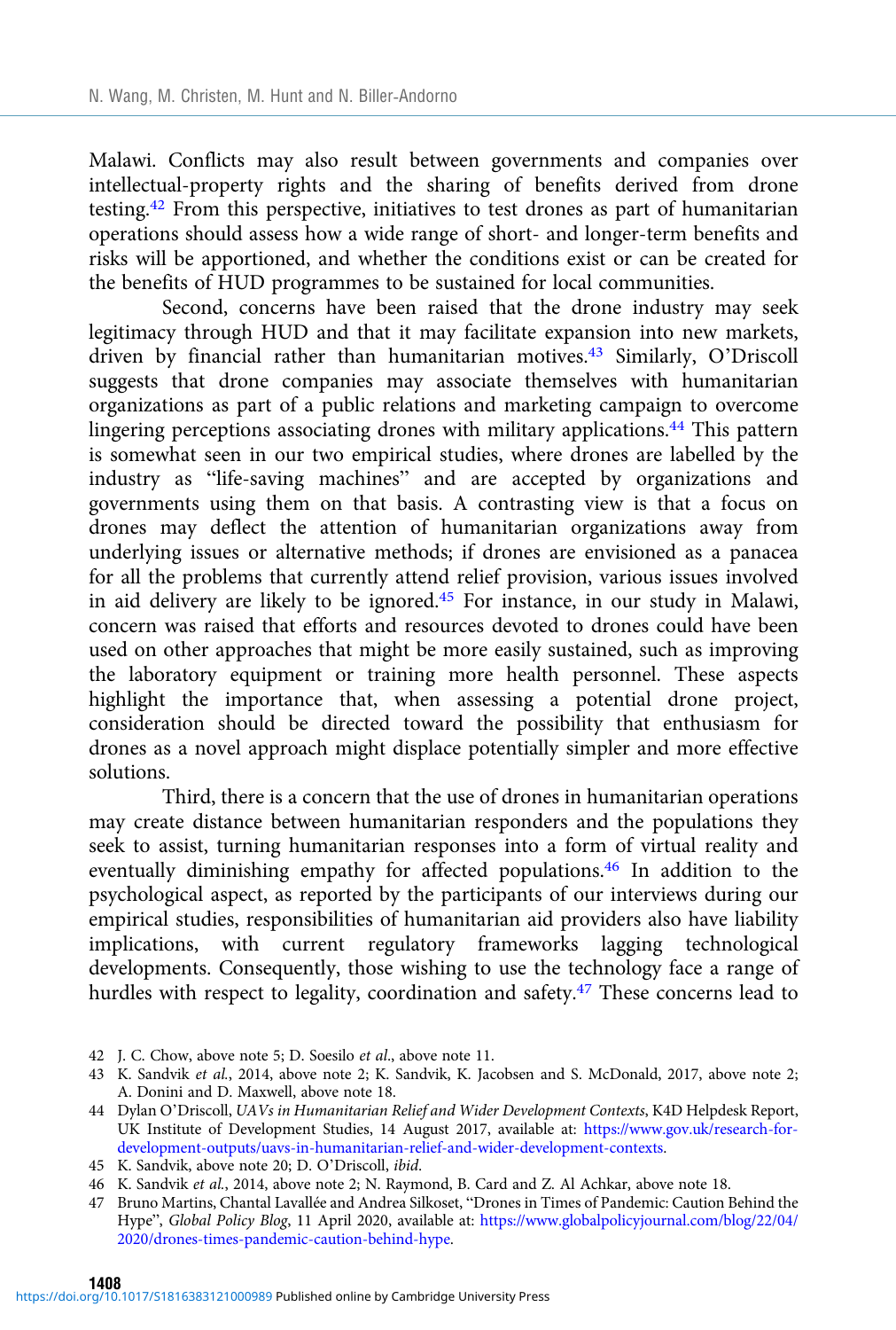Malawi. Conflicts may also result between governments and companies over intellectual-property rights and the sharing of benefits derived from drone testing.[42] From this perspective, initiatives to test drones as part of humanitarian operations should assess how a wide range of short- and longer-term benefits and risks will be apportioned, and whether the conditions exist or can be created for the benefits of HUD programmes to be sustained for local communities.

Second, concerns have been raised that the drone industry may seek legitimacy through HUD and that it may facilitate expansion into new markets, driven by financial rather than humanitarian motives.[43] Similarly, O'Driscoll suggests that drone companies may associate themselves with humanitarian organizations as part of a public relations and marketing campaign to overcome lingering perceptions associating drones with military applications.[44] This pattern is somewhat seen in our two empirical studies, where drones are labelled by the industry as "life-saving machines" and are accepted by organizations and governments using them on that basis. A contrasting view is that a focus on drones may deflect the attention of humanitarian organizations away from underlying issues or alternative methods; if drones are envisioned as a panacea for all the problems that currently attend relief provision, various issues involved in aid delivery are likely to be ignored.[45] For instance, in our study in Malawi, concern was raised that efforts and resources devoted to drones could have been used on other approaches that might be more easily sustained, such as improving the laboratory equipment or training more health personnel. These aspects highlight the importance that, when assessing a potential drone project, consideration should be directed toward the possibility that enthusiasm for drones as a novel approach might displace potentially simpler and more effective solutions.

Third, there is a concern that the use of drones in humanitarian operations may create distance between humanitarian responders and the populations they seek to assist, turning humanitarian responses into a form of virtual reality and eventually diminishing empathy for affected populations.[46] In addition to the psychological aspect, as reported by the participants of our interviews during our empirical studies, responsibilities of humanitarian aid providers also have liability implications, with current regulatory frameworks lagging technological developments. Consequently, those wishing to use the technology face a range of hurdles with respect to legality, coordination and safety.[47] These concerns lead to

42 J. C. Chow, above note 5; D. Soesilo *et al.*, above note 11.

43 K. Sandvik *et al.*, 2014, above note 2; K. Sandvik, K. Jacobsen and S. McDonald, 2017, above note 2; A. Donini and D. Maxwell, above note 18.

44 Dylan O'Driscoll, *UAVs in Humanitarian Relief and Wider Development Contexts*, K4D Helpdesk Report, UK Institute of Development Studies, 14 August 2017, available at: https://www.gov.uk/research-for-development-outputs/uavs-in-humanitarian-relief-and-wider-development-contexts.

45 K. Sandvik, above note 20; D. O'Driscoll, *ibid*.

46 K. Sandvik *et al.*, 2014, above note 2; N. Raymond, B. Card and Z. Al Achkar, above note 18.

47 Bruno Martins, Chantal Lavallée and Andrea Silkoset, "Drones in Times of Pandemic: Caution Behind the Hype", *Global Policy Blog*, 11 April 2020, available at: https://www.globalpolicyjournal.com/blog/22/04/2020/drones-times-pandemic-caution-behind-hype.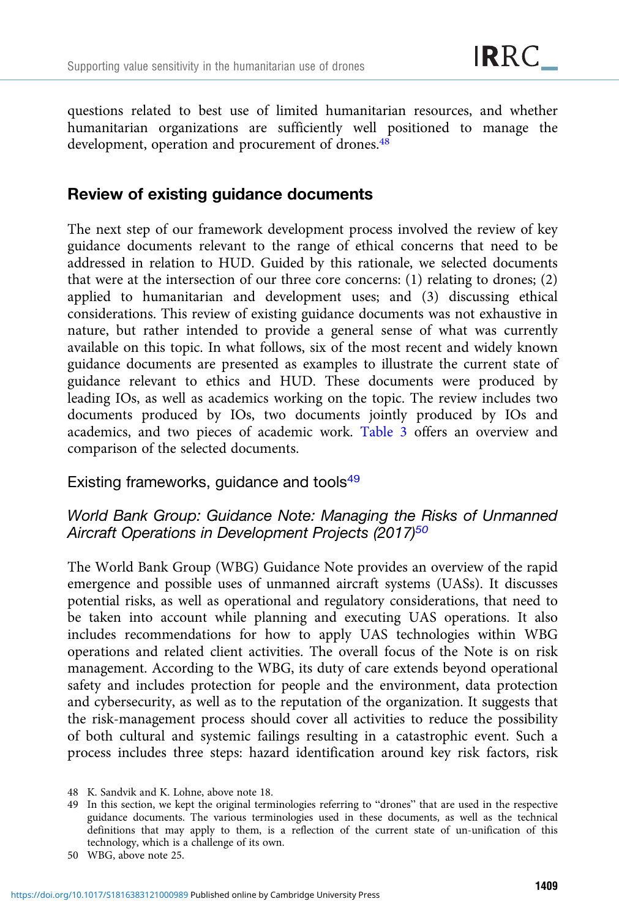questions related to best use of limited humanitarian resources, and whether humanitarian organizations are sufficiently well positioned to manage the development, operation and procurement of drones.[48]

## Review of existing guidance documents

The next step of our framework development process involved the review of key guidance documents relevant to the range of ethical concerns that need to be addressed in relation to HUD. Guided by this rationale, we selected documents that were at the intersection of our three core concerns: (1) relating to drones; (2) applied to humanitarian and development uses; and (3) discussing ethical considerations. This review of existing guidance documents was not exhaustive in nature, but rather intended to provide a general sense of what was currently available on this topic. In what follows, six of the most recent and widely known guidance documents are presented as examples to illustrate the current state of guidance relevant to ethics and HUD. These documents were produced by leading IOs, as well as academics working on the topic. The review includes two documents produced by IOs, two documents jointly produced by IOs and academics, and two pieces of academic work. Table 3 offers an overview and comparison of the selected documents.

### Existing frameworks, guidance and tools[49]

#### *World Bank Group: Guidance Note: Managing the Risks of Unmanned Aircraft Operations in Development Projects (2017)*[50]

The World Bank Group (WBG) Guidance Note provides an overview of the rapid emergence and possible uses of unmanned aircraft systems (UASs). It discusses potential risks, as well as operational and regulatory considerations, that need to be taken into account while planning and executing UAS operations. It also includes recommendations for how to apply UAS technologies within WBG operations and related client activities. The overall focus of the Note is on risk management. According to the WBG, its duty of care extends beyond operational safety and includes protection for people and the environment, data protection and cybersecurity, as well as to the reputation of the organization. It suggests that the risk-management process should cover all activities to reduce the possibility of both cultural and systemic failings resulting in a catastrophic event. Such a process includes three steps: hazard identification around key risk factors, risk

48 K. Sandvik and K. Lohne, above note 18.

49 In this section, we kept the original terminologies referring to "drones" that are used in the respective guidance documents. The various terminologies used in these documents, as well as the technical definitions that may apply to them, is a reflection of the current state of un-unification of this technology, which is a challenge of its own.

50 WBG, above note 25.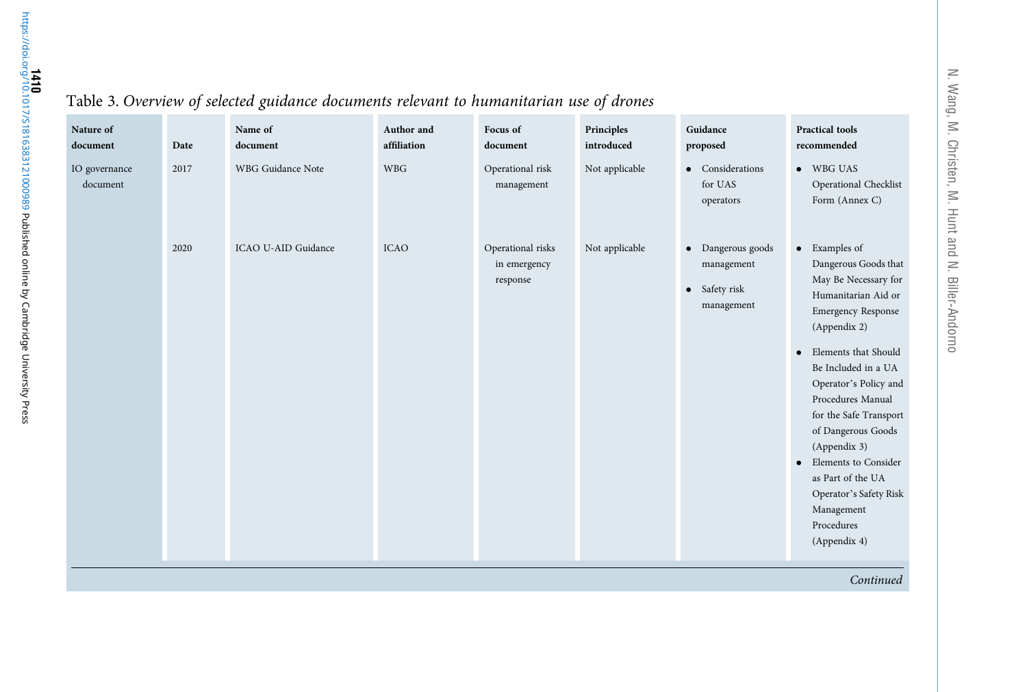Table 3. *Overview of selected guidance documents relevant to humanitarian use of drones*

| Nature of document | Date | Name of document | Author and affiliation | Focus of document | Principles introduced | Guidance proposed | Practical tools recommended |
|---|---|---|---|---|---|---|---|
| IO governance document | 2017 | WBG Guidance Note | WBG | Operational risk management | Not applicable | • Considerations for UAS operators | • WBG UAS Operational Checklist Form (Annex C) |
| | 2020 | ICAO U-AID Guidance | ICAO | Operational risks in emergency response | Not applicable | • Dangerous goods management<br>• Safety risk management | • Examples of Dangerous Goods that May Be Necessary for Humanitarian Aid or Emergency Response (Appendix 2)<br>• Elements that Should Be Included in a UA Operator's Policy and Procedures Manual for the Safe Transport of Dangerous Goods (Appendix 3)<br>• Elements to Consider as Part of the UA Operator's Safety Risk Management Procedures (Appendix 4) |

*Continued*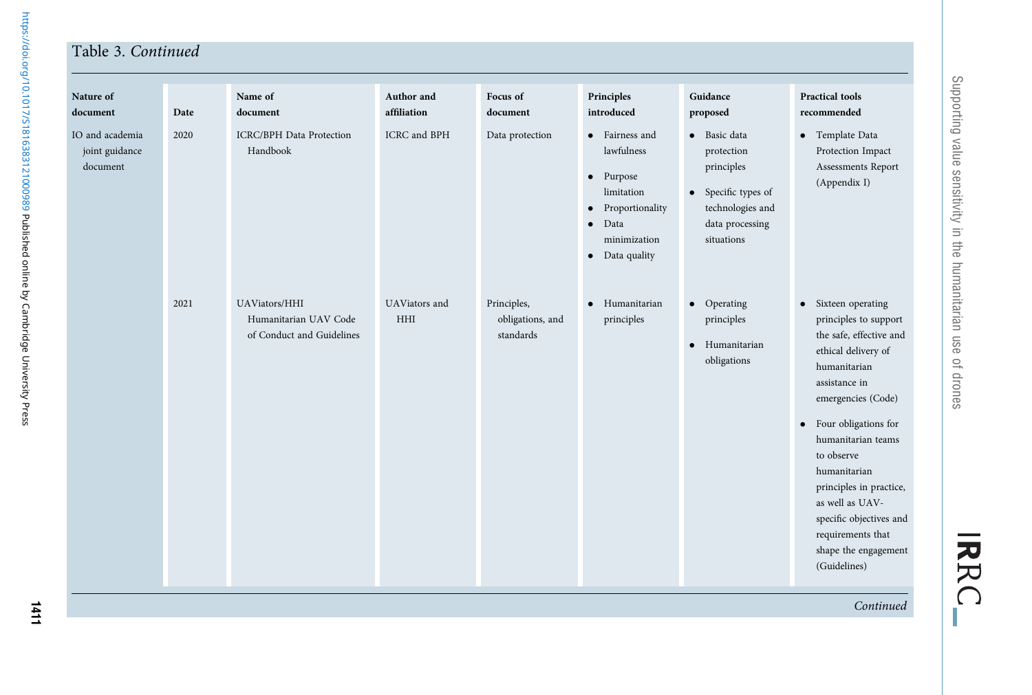Table 3. *Continued*

| Nature of document | Date | Name of document | Author and affiliation | Focus of document | Principles introduced | Guidance proposed | Practical tools recommended |
|---|---|---|---|---|---|---|---|
| IO and academia joint guidance document | 2020 | ICRC/BPH Data Protection Handbook | ICRC and BPH | Data protection | • Fairness and lawfulness<br>• Purpose limitation<br>• Proportionality<br>• Data minimization<br>• Data quality | • Basic data protection principles<br>• Specific types of technologies and data processing situations | • Template Data Protection Impact Assessments Report (Appendix I) |
| | 2021 | UAViators/HHI Humanitarian UAV Code of Conduct and Guidelines | UAViators and HHI | Principles, obligations, and standards | • Humanitarian principles | • Operating principles<br>• Humanitarian obligations | • Sixteen operating principles to support the safe, effective and ethical delivery of humanitarian assistance in emergencies (Code)<br>• Four obligations for humanitarian teams to observe humanitarian principles in practice, as well as UAV-specific objectives and requirements that shape the engagement (Guidelines) |

*Continued*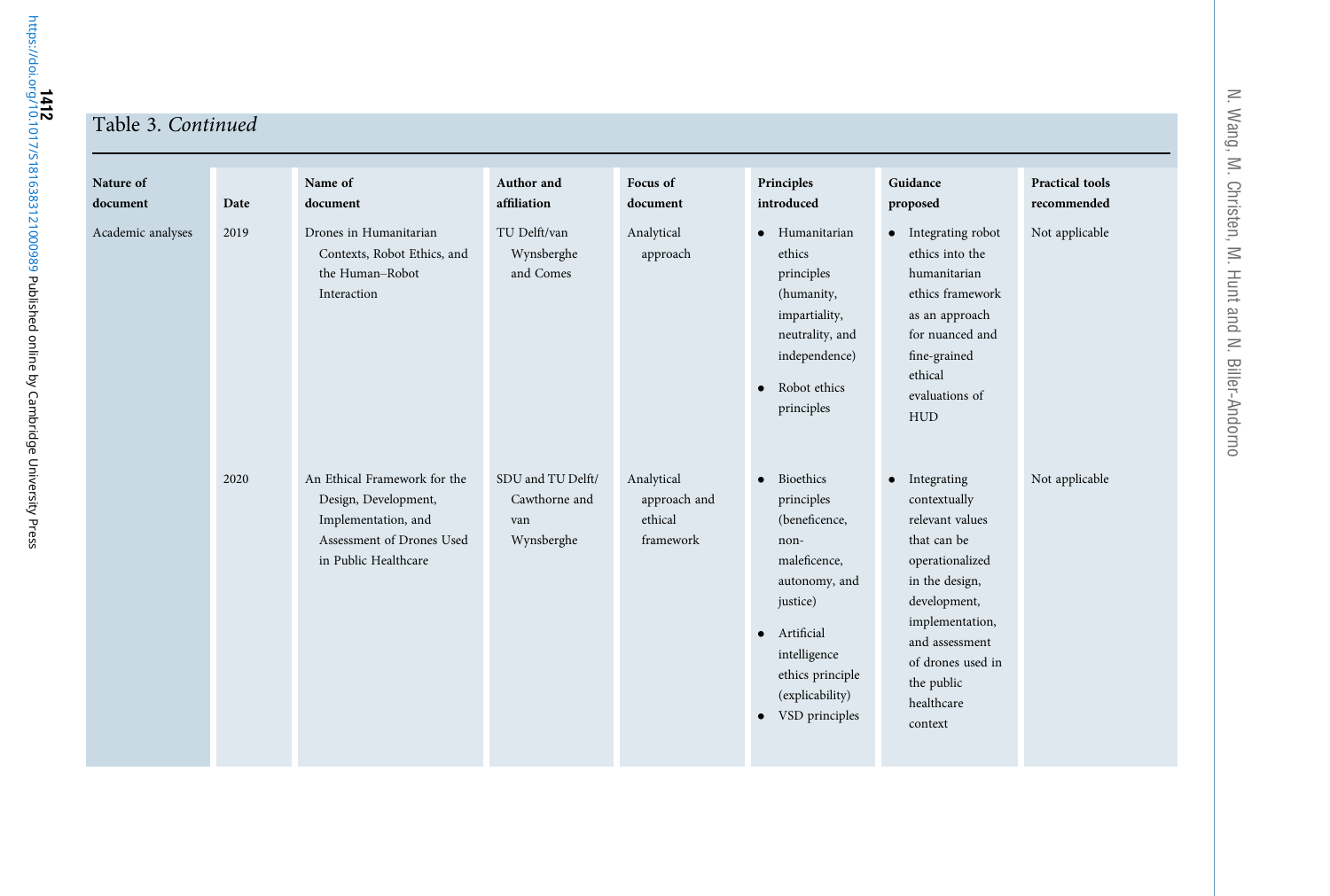Table 3. *Continued*

| Nature of document | Date | Name of document | Author and affiliation | Focus of document | Principles introduced | Guidance proposed | Practical tools recommended |
|---|---|---|---|---|---|---|---|
| Academic analyses | 2019 | Drones in Humanitarian Contexts, Robot Ethics, and the Human–Robot Interaction | TU Delft/van Wynsberghe and Comes | Analytical approach | • Humanitarian ethics principles (humanity, impartiality, neutrality, and independence)<br>• Robot ethics principles | • Integrating robot ethics into the humanitarian ethics framework as an approach for nuanced and fine-grained ethical evaluations of HUD | Not applicable |
| | 2020 | An Ethical Framework for the Design, Development, Implementation, and Assessment of Drones Used in Public Healthcare | SDU and TU Delft/ Cawthorne and van Wynsberghe | Analytical approach and ethical framework | • Bioethics principles (beneficence, non-maleficence, autonomy, and justice)<br>• Artificial intelligence ethics principle (explicability)<br>• VSD principles | • Integrating contextually relevant values that can be operationalized in the design, development, implementation, and assessment of drones used in the public healthcare context | Not applicable |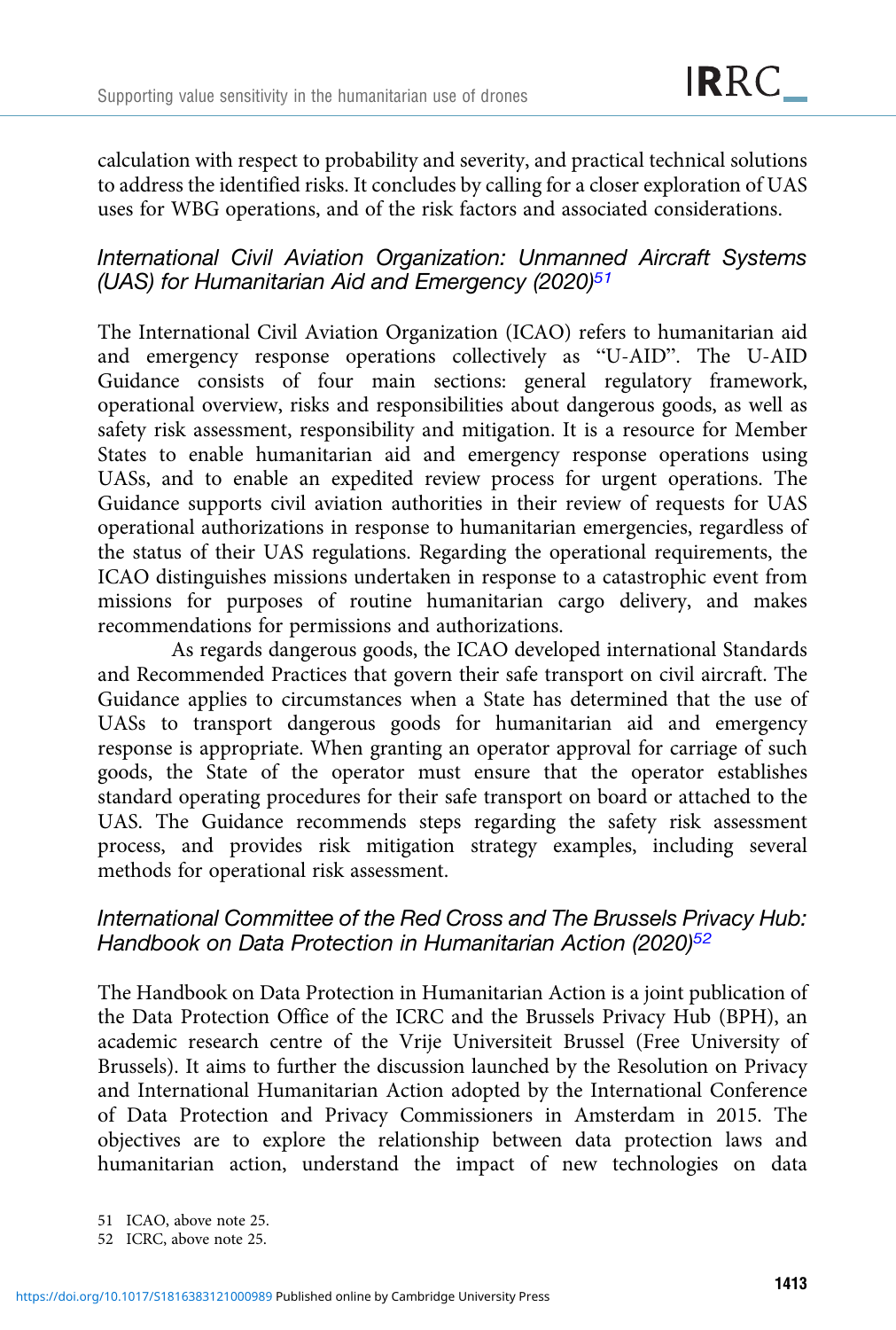calculation with respect to probability and severity, and practical technical solutions to address the identified risks. It concludes by calling for a closer exploration of UAS uses for WBG operations, and of the risk factors and associated considerations.

### *International Civil Aviation Organization: Unmanned Aircraft Systems (UAS) for Humanitarian Aid and Emergency (2020)*[51]

The International Civil Aviation Organization (ICAO) refers to humanitarian aid and emergency response operations collectively as "U-AID". The U-AID Guidance consists of four main sections: general regulatory framework, operational overview, risks and responsibilities about dangerous goods, as well as safety risk assessment, responsibility and mitigation. It is a resource for Member States to enable humanitarian aid and emergency response operations using UASs, and to enable an expedited review process for urgent operations. The Guidance supports civil aviation authorities in their review of requests for UAS operational authorizations in response to humanitarian emergencies, regardless of the status of their UAS regulations. Regarding the operational requirements, the ICAO distinguishes missions undertaken in response to a catastrophic event from missions for purposes of routine humanitarian cargo delivery, and makes recommendations for permissions and authorizations.

As regards dangerous goods, the ICAO developed international Standards and Recommended Practices that govern their safe transport on civil aircraft. The Guidance applies to circumstances when a State has determined that the use of UASs to transport dangerous goods for humanitarian aid and emergency response is appropriate. When granting an operator approval for carriage of such goods, the State of the operator must ensure that the operator establishes standard operating procedures for their safe transport on board or attached to the UAS. The Guidance recommends steps regarding the safety risk assessment process, and provides risk mitigation strategy examples, including several methods for operational risk assessment.

### *International Committee of the Red Cross and The Brussels Privacy Hub: Handbook on Data Protection in Humanitarian Action (2020)*[52]

The Handbook on Data Protection in Humanitarian Action is a joint publication of the Data Protection Office of the ICRC and the Brussels Privacy Hub (BPH), an academic research centre of the Vrije Universiteit Brussel (Free University of Brussels). It aims to further the discussion launched by the Resolution on Privacy and International Humanitarian Action adopted by the International Conference of Data Protection and Privacy Commissioners in Amsterdam in 2015. The objectives are to explore the relationship between data protection laws and humanitarian action, understand the impact of new technologies on data

51 ICAO, above note 25.

52 ICRC, above note 25.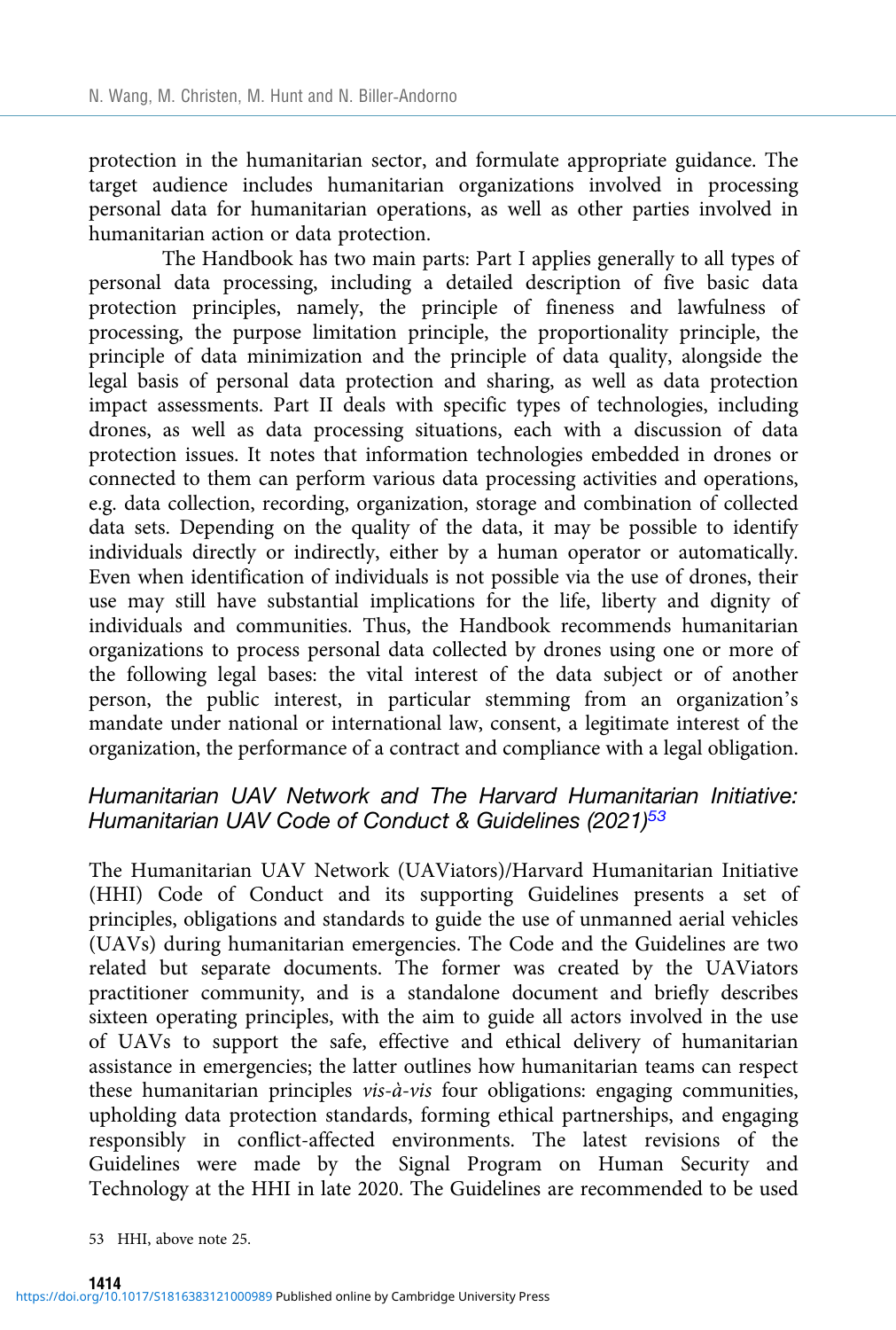protection in the humanitarian sector, and formulate appropriate guidance. The target audience includes humanitarian organizations involved in processing personal data for humanitarian operations, as well as other parties involved in humanitarian action or data protection.

The Handbook has two main parts: Part I applies generally to all types of personal data processing, including a detailed description of five basic data protection principles, namely, the principle of fineness and lawfulness of processing, the purpose limitation principle, the proportionality principle, the principle of data minimization and the principle of data quality, alongside the legal basis of personal data protection and sharing, as well as data protection impact assessments. Part II deals with specific types of technologies, including drones, as well as data processing situations, each with a discussion of data protection issues. It notes that information technologies embedded in drones or connected to them can perform various data processing activities and operations, e.g. data collection, recording, organization, storage and combination of collected data sets. Depending on the quality of the data, it may be possible to identify individuals directly or indirectly, either by a human operator or automatically. Even when identification of individuals is not possible via the use of drones, their use may still have substantial implications for the life, liberty and dignity of individuals and communities. Thus, the Handbook recommends humanitarian organizations to process personal data collected by drones using one or more of the following legal bases: the vital interest of the data subject or of another person, the public interest, in particular stemming from an organization's mandate under national or international law, consent, a legitimate interest of the organization, the performance of a contract and compliance with a legal obligation.

### *Humanitarian UAV Network and The Harvard Humanitarian Initiative: Humanitarian UAV Code of Conduct & Guidelines (2021)*[53]

The Humanitarian UAV Network (UAViators)/Harvard Humanitarian Initiative (HHI) Code of Conduct and its supporting Guidelines presents a set of principles, obligations and standards to guide the use of unmanned aerial vehicles (UAVs) during humanitarian emergencies. The Code and the Guidelines are two related but separate documents. The former was created by the UAViators practitioner community, and is a standalone document and briefly describes sixteen operating principles, with the aim to guide all actors involved in the use of UAVs to support the safe, effective and ethical delivery of humanitarian assistance in emergencies; the latter outlines how humanitarian teams can respect these humanitarian principles *vis-à-vis* four obligations: engaging communities, upholding data protection standards, forming ethical partnerships, and engaging responsibly in conflict-affected environments. The latest revisions of the Guidelines were made by the Signal Program on Human Security and Technology at the HHI in late 2020. The Guidelines are recommended to be used

53 HHI, above note 25.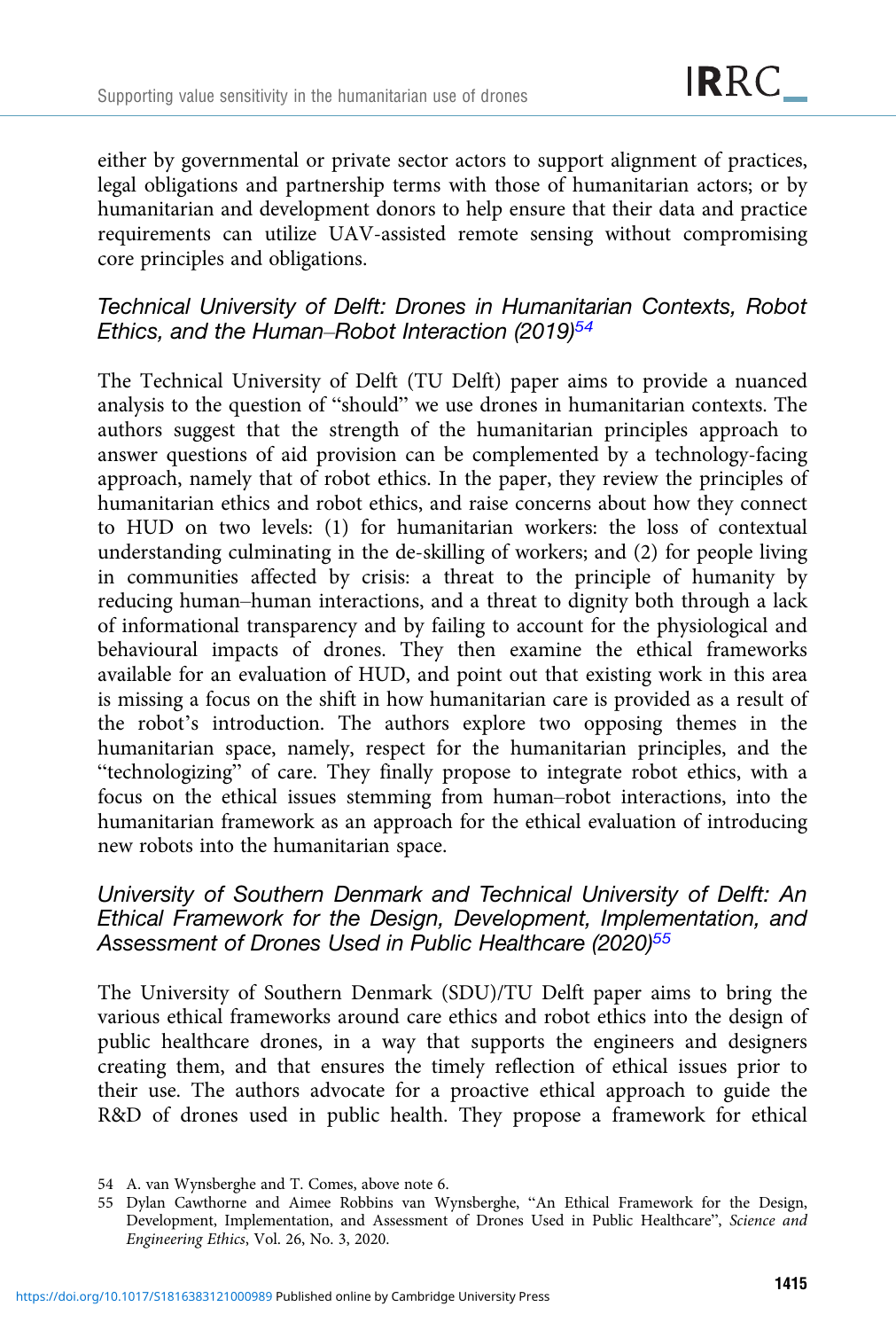either by governmental or private sector actors to support alignment of practices, legal obligations and partnership terms with those of humanitarian actors; or by humanitarian and development donors to help ensure that their data and practice requirements can utilize UAV-assisted remote sensing without compromising core principles and obligations.

### *Technical University of Delft: Drones in Humanitarian Contexts, Robot Ethics, and the Human–Robot Interaction (2019)*[54]

The Technical University of Delft (TU Delft) paper aims to provide a nuanced analysis to the question of "should" we use drones in humanitarian contexts. The authors suggest that the strength of the humanitarian principles approach to answer questions of aid provision can be complemented by a technology-facing approach, namely that of robot ethics. In the paper, they review the principles of humanitarian ethics and robot ethics, and raise concerns about how they connect to HUD on two levels: (1) for humanitarian workers: the loss of contextual understanding culminating in the de-skilling of workers; and (2) for people living in communities affected by crisis: a threat to the principle of humanity by reducing human–human interactions, and a threat to dignity both through a lack of informational transparency and by failing to account for the physiological and behavioural impacts of drones. They then examine the ethical frameworks available for an evaluation of HUD, and point out that existing work in this area is missing a focus on the shift in how humanitarian care is provided as a result of the robot's introduction. The authors explore two opposing themes in the humanitarian space, namely, respect for the humanitarian principles, and the "technologizing" of care. They finally propose to integrate robot ethics, with a focus on the ethical issues stemming from human–robot interactions, into the humanitarian framework as an approach for the ethical evaluation of introducing new robots into the humanitarian space.

### *University of Southern Denmark and Technical University of Delft: An Ethical Framework for the Design, Development, Implementation, and Assessment of Drones Used in Public Healthcare (2020)*[55]

The University of Southern Denmark (SDU)/TU Delft paper aims to bring the various ethical frameworks around care ethics and robot ethics into the design of public healthcare drones, in a way that supports the engineers and designers creating them, and that ensures the timely reflection of ethical issues prior to their use. The authors advocate for a proactive ethical approach to guide the R&D of drones used in public health. They propose a framework for ethical

54 A. van Wynsberghe and T. Comes, above note 6.

55 Dylan Cawthorne and Aimee Robbins van Wynsberghe, "An Ethical Framework for the Design, Development, Implementation, and Assessment of Drones Used in Public Healthcare", *Science and Engineering Ethics*, Vol. 26, No. 3, 2020.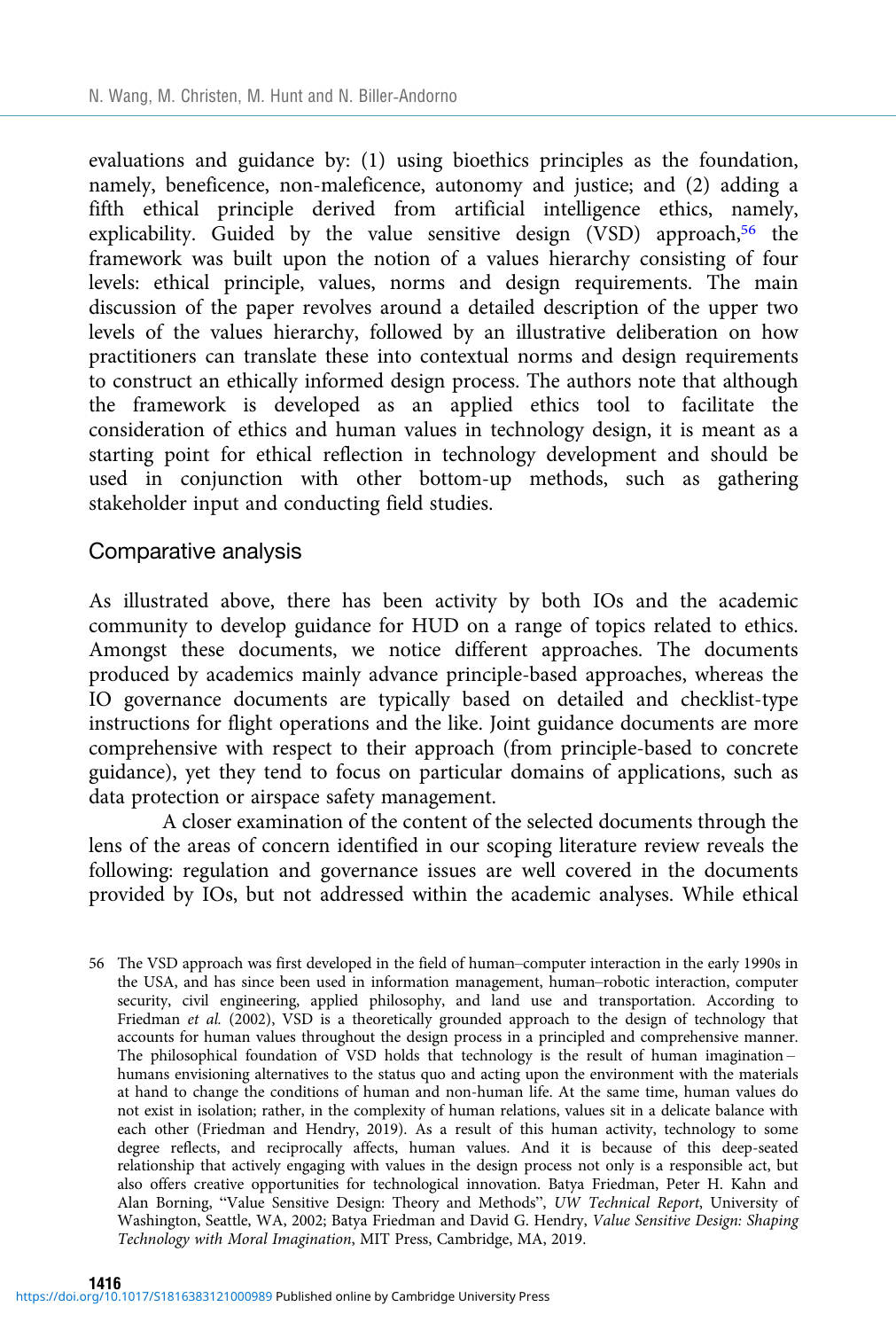evaluations and guidance by: (1) using bioethics principles as the foundation, namely, beneficence, non-maleficence, autonomy and justice; and (2) adding a fifth ethical principle derived from artificial intelligence ethics, namely, explicability. Guided by the value sensitive design (VSD) approach,[56] the framework was built upon the notion of a values hierarchy consisting of four levels: ethical principle, values, norms and design requirements. The main discussion of the paper revolves around a detailed description of the upper two levels of the values hierarchy, followed by an illustrative deliberation on how practitioners can translate these into contextual norms and design requirements to construct an ethically informed design process. The authors note that although the framework is developed as an applied ethics tool to facilitate the consideration of ethics and human values in technology design, it is meant as a starting point for ethical reflection in technology development and should be used in conjunction with other bottom-up methods, such as gathering stakeholder input and conducting field studies.

## Comparative analysis

As illustrated above, there has been activity by both IOs and the academic community to develop guidance for HUD on a range of topics related to ethics. Amongst these documents, we notice different approaches. The documents produced by academics mainly advance principle-based approaches, whereas the IO governance documents are typically based on detailed and checklist-type instructions for flight operations and the like. Joint guidance documents are more comprehensive with respect to their approach (from principle-based to concrete guidance), yet they tend to focus on particular domains of applications, such as data protection or airspace safety management.

A closer examination of the content of the selected documents through the lens of the areas of concern identified in our scoping literature review reveals the following: regulation and governance issues are well covered in the documents provided by IOs, but not addressed within the academic analyses. While ethical

56 The VSD approach was first developed in the field of human–computer interaction in the early 1990s in the USA, and has since been used in information management, human–robotic interaction, computer security, civil engineering, applied philosophy, and land use and transportation. According to Friedman *et al.* (2002), VSD is a theoretically grounded approach to the design of technology that accounts for human values throughout the design process in a principled and comprehensive manner. The philosophical foundation of VSD holds that technology is the result of human imagination – humans envisioning alternatives to the status quo and acting upon the environment with the materials at hand to change the conditions of human and non-human life. At the same time, human values do not exist in isolation; rather, in the complexity of human relations, values sit in a delicate balance with each other (Friedman and Hendry, 2019). As a result of this human activity, technology to some degree reflects, and reciprocally affects, human values. And it is because of this deep-seated relationship that actively engaging with values in the design process not only is a responsible act, but also offers creative opportunities for technological innovation. Batya Friedman, Peter H. Kahn and Alan Borning, "Value Sensitive Design: Theory and Methods", *UW Technical Report*, University of Washington, Seattle, WA, 2002; Batya Friedman and David G. Hendry, *Value Sensitive Design: Shaping Technology with Moral Imagination*, MIT Press, Cambridge, MA, 2019.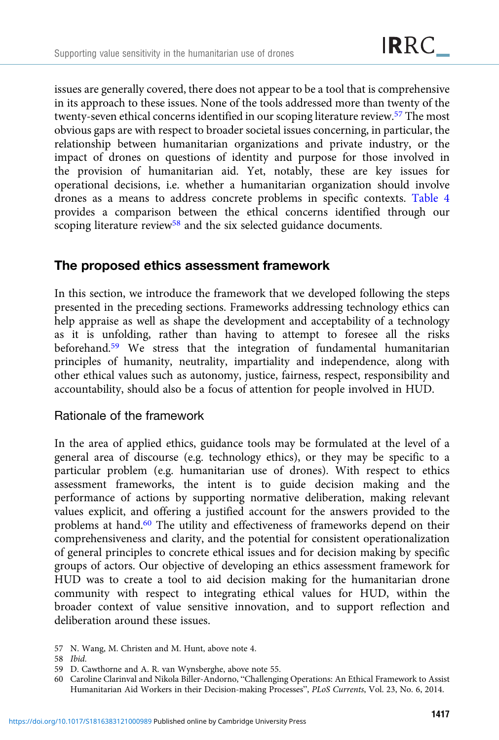issues are generally covered, there does not appear to be a tool that is comprehensive in its approach to these issues. None of the tools addressed more than twenty of the twenty-seven ethical concerns identified in our scoping literature review.[57] The most obvious gaps are with respect to broader societal issues concerning, in particular, the relationship between humanitarian organizations and private industry, or the impact of drones on questions of identity and purpose for those involved in the provision of humanitarian aid. Yet, notably, these are key issues for operational decisions, i.e. whether a humanitarian organization should involve drones as a means to address concrete problems in specific contexts. Table 4 provides a comparison between the ethical concerns identified through our scoping literature review[58] and the six selected guidance documents.

## The proposed ethics assessment framework

In this section, we introduce the framework that we developed following the steps presented in the preceding sections. Frameworks addressing technology ethics can help appraise as well as shape the development and acceptability of a technology as it is unfolding, rather than having to attempt to foresee all the risks beforehand.[59] We stress that the integration of fundamental humanitarian principles of humanity, neutrality, impartiality and independence, along with other ethical values such as autonomy, justice, fairness, respect, responsibility and accountability, should also be a focus of attention for people involved in HUD.

### Rationale of the framework

In the area of applied ethics, guidance tools may be formulated at the level of a general area of discourse (e.g. technology ethics), or they may be specific to a particular problem (e.g. humanitarian use of drones). With respect to ethics assessment frameworks, the intent is to guide decision making and the performance of actions by supporting normative deliberation, making relevant values explicit, and offering a justified account for the answers provided to the problems at hand.[60] The utility and effectiveness of frameworks depend on their comprehensiveness and clarity, and the potential for consistent operationalization of general principles to concrete ethical issues and for decision making by specific groups of actors. Our objective of developing an ethics assessment framework for HUD was to create a tool to aid decision making for the humanitarian drone community with respect to integrating ethical values for HUD, within the broader context of value sensitive innovation, and to support reflection and deliberation around these issues.

57 N. Wang, M. Christen and M. Hunt, above note 4.

58 *Ibid.*

59 D. Cawthorne and A. R. van Wynsberghe, above note 55.

60 Caroline Clarinval and Nikola Biller-Andorno, "Challenging Operations: An Ethical Framework to Assist Humanitarian Aid Workers in their Decision-making Processes", *PLoS Currents*, Vol. 23, No. 6, 2014.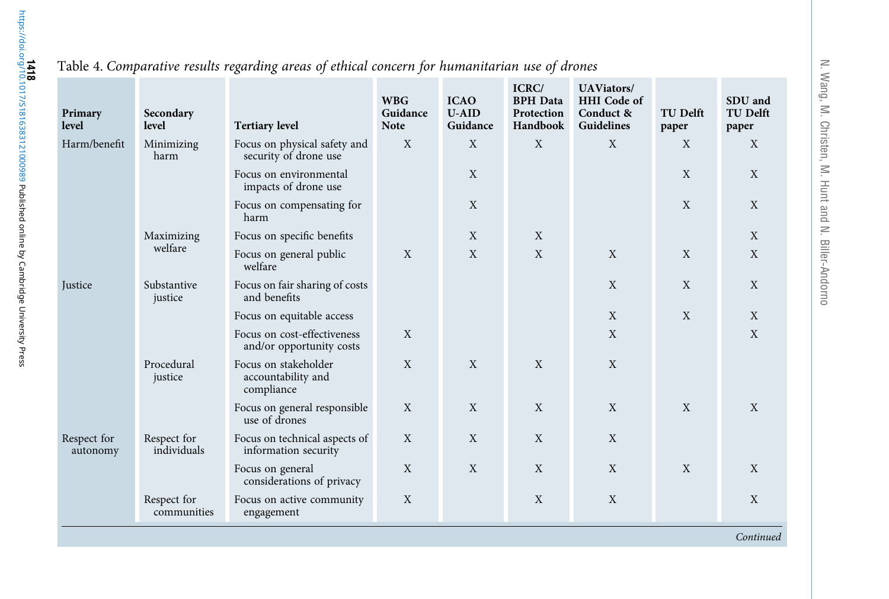Table 4. *Comparative results regarding areas of ethical concern for humanitarian use of drones*

| Primary level | Secondary level | Tertiary level | WBG Guidance Note | ICAO U-AID Guidance | ICRC/ BPH Data Protection Handbook | UAViators/ HHI Code of Conduct & Guidelines | TU Delft paper | SDU and TU Delft paper |
|---|---|---|---|---|---|---|---|---|
| Harm/benefit | Minimizing harm | Focus on physical safety and security of drone use | X | X | X | X | X | X |
| | | Focus on environmental impacts of drone use | | X | | | X | X |
| | | Focus on compensating for harm | | X | | | X | X |
| | Maximizing welfare | Focus on specific benefits | | X | X | | | X |
| | | Focus on general public welfare | X | X | X | X | X | X |
| Justice | Substantive justice | Focus on fair sharing of costs and benefits | | | | X | X | X |
| | | Focus on equitable access | | | | X | X | X |
| | | Focus on cost-effectiveness and/or opportunity costs | X | | | X | | X |
| | Procedural justice | Focus on stakeholder accountability and compliance | X | X | X | X | | |
| | | Focus on general responsible use of drones | X | X | X | X | X | X |
| Respect for autonomy | Respect for individuals | Focus on technical aspects of information security | X | X | X | X | | |
| | | Focus on general considerations of privacy | X | X | X | X | X | X |
| | Respect for communities | Focus on active community engagement | X | | X | X | | X |

*Continued*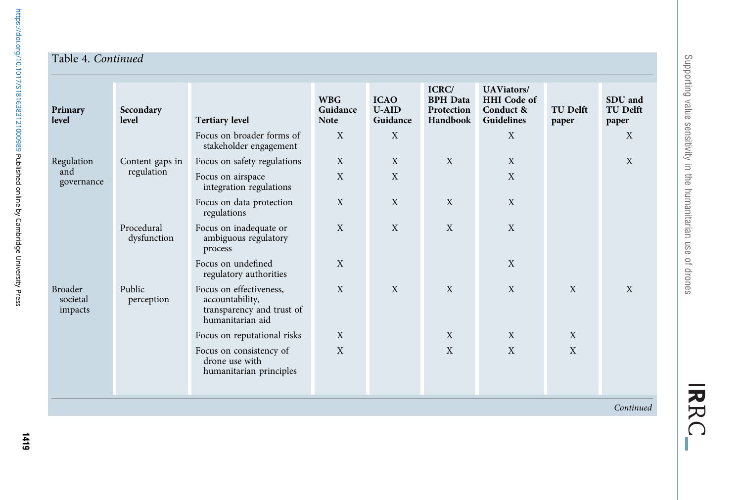Table 4. *Continued*

| Primary level | Secondary level | Tertiary level | WBG Guidance Note | ICAO U-AID Guidance | ICRC/ BPH Data Protection Handbook | UAViators/ HHI Code of Conduct & Guidelines | TU Delft paper | SDU and TU Delft paper |
|---|---|---|---|---|---|---|---|---|
| | | Focus on broader forms of stakeholder engagement | X | X | | X | | X |
| Regulation and governance | Content gaps in regulation | Focus on safety regulations | X | X | X | X | | X |
| | | Focus on airspace integration regulations | X | X | | X | | |
| | | Focus on data protection regulations | X | X | X | X | | |
| | Procedural dysfunction | Focus on inadequate or ambiguous regulatory process | X | X | X | X | | |
| | | Focus on undefined regulatory authorities | X | | | X | | |
| Broader societal impacts | Public perception | Focus on effectiveness, accountability, transparency and trust of humanitarian aid | X | X | X | X | X | X |
| | | Focus on reputational risks | X | | X | X | X | |
| | | Focus on consistency of drone use with humanitarian principles | X | | X | X | X | |

*Continued*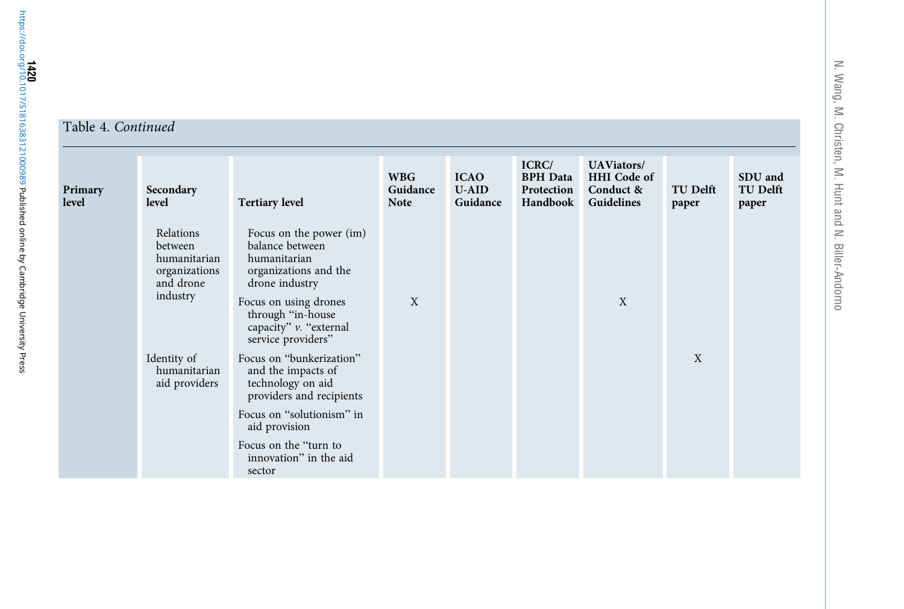Table 4. *Continued*

| Primary level | Secondary level | Tertiary level | WBG Guidance Note | ICAO U-AID Guidance | ICRC/ BPH Data Protection Handbook | UAViators/ HHI Code of Conduct & Guidelines | TU Delft paper | SDU and TU Delft paper |
|---|---|---|---|---|---|---|---|---|
| | Relations between humanitarian organizations and drone industry | Focus on the power (im) balance between humanitarian organizations and the drone industry | | | | | | |
| | | Focus on using drones through "in-house capacity" *v.* "external service providers" | X | | | X | | |
| | Identity of humanitarian aid providers | Focus on "bunkerization" and the impacts of technology on aid providers and recipients | | | | | X | |
| | | Focus on "solutionism" in aid provision | | | | | | |
| | | Focus on the "turn to innovation" in the aid sector | | | | | | |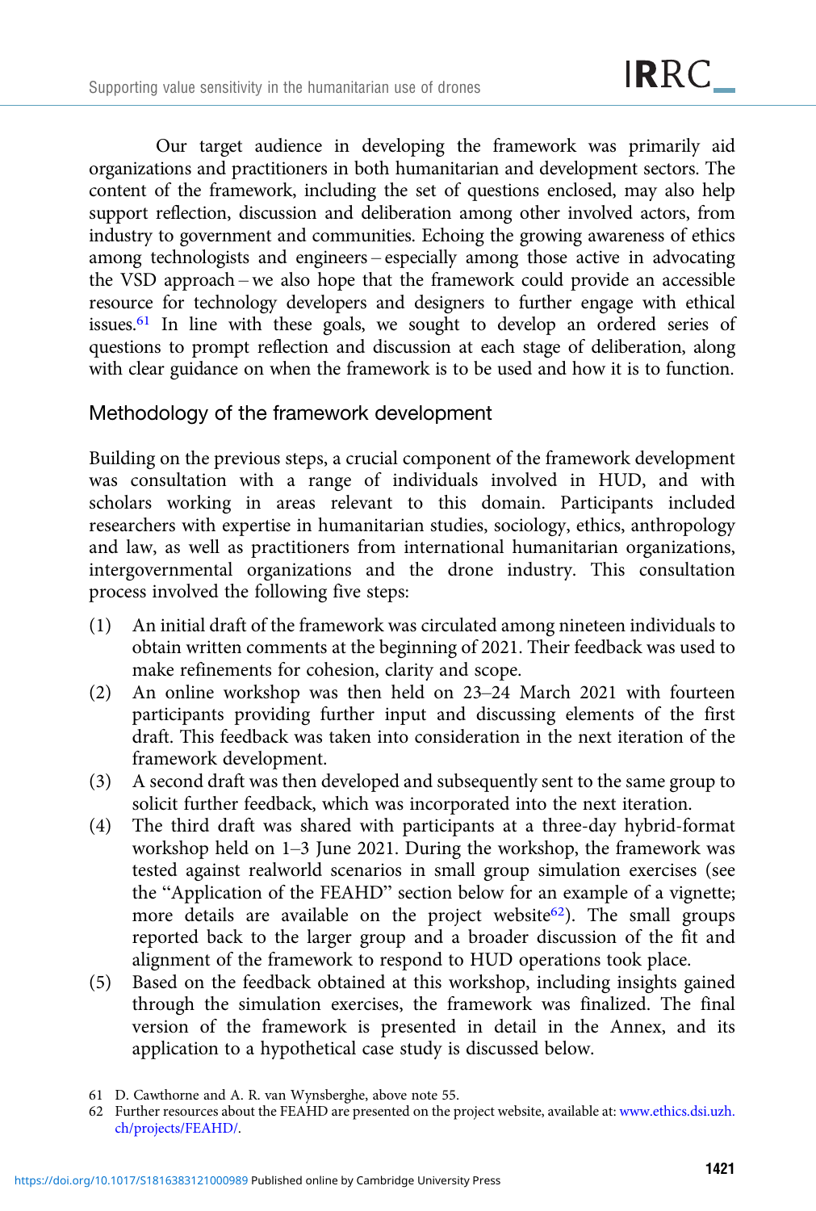Our target audience in developing the framework was primarily aid organizations and practitioners in both humanitarian and development sectors. The content of the framework, including the set of questions enclosed, may also help support reflection, discussion and deliberation among other involved actors, from industry to government and communities. Echoing the growing awareness of ethics among technologists and engineers – especially among those active in advocating the VSD approach – we also hope that the framework could provide an accessible resource for technology developers and designers to further engage with ethical issues.[61] In line with these goals, we sought to develop an ordered series of questions to prompt reflection and discussion at each stage of deliberation, along with clear guidance on when the framework is to be used and how it is to function.

## Methodology of the framework development

Building on the previous steps, a crucial component of the framework development was consultation with a range of individuals involved in HUD, and with scholars working in areas relevant to this domain. Participants included researchers with expertise in humanitarian studies, sociology, ethics, anthropology and law, as well as practitioners from international humanitarian organizations, intergovernmental organizations and the drone industry. This consultation process involved the following five steps:

(1) An initial draft of the framework was circulated among nineteen individuals to obtain written comments at the beginning of 2021. Their feedback was used to make refinements for cohesion, clarity and scope.
(2) An online workshop was then held on 23–24 March 2021 with fourteen participants providing further input and discussing elements of the first draft. This feedback was taken into consideration in the next iteration of the framework development.
(3) A second draft was then developed and subsequently sent to the same group to solicit further feedback, which was incorporated into the next iteration.
(4) The third draft was shared with participants at a three-day hybrid-format workshop held on 1–3 June 2021. During the workshop, the framework was tested against realworld scenarios in small group simulation exercises (see the "Application of the FEAHD" section below for an example of a vignette; more details are available on the project website[62]). The small groups reported back to the larger group and a broader discussion of the fit and alignment of the framework to respond to HUD operations took place.
(5) Based on the feedback obtained at this workshop, including insights gained through the simulation exercises, the framework was finalized. The final version of the framework is presented in detail in the Annex, and its application to a hypothetical case study is discussed below.

61 D. Cawthorne and A. R. van Wynsberghe, above note 55.

62 Further resources about the FEAHD are presented on the project website, available at: www.ethics.dsi.uzh.ch/projects/FEAHD/.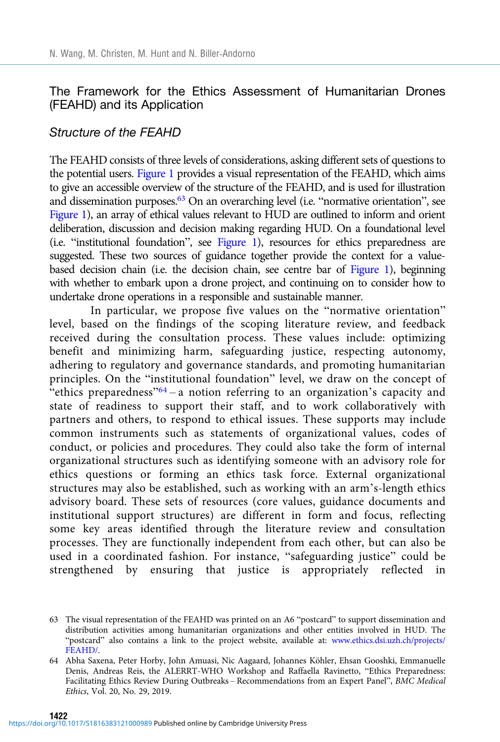## The Framework for the Ethics Assessment of Humanitarian Drones (FEAHD) and its Application

### *Structure of the FEAHD*

The FEAHD consists of three levels of considerations, asking different sets of questions to the potential users. Figure 1 provides a visual representation of the FEAHD, which aims to give an accessible overview of the structure of the FEAHD, and is used for illustration and dissemination purposes.[63] On an overarching level (i.e. "normative orientation", see Figure 1), an array of ethical values relevant to HUD are outlined to inform and orient deliberation, discussion and decision making regarding HUD. On a foundational level (i.e. "institutional foundation", see Figure 1), resources for ethics preparedness are suggested. These two sources of guidance together provide the context for a value-based decision chain (i.e. the decision chain, see centre bar of Figure 1), beginning with whether to embark upon a drone project, and continuing on to consider how to undertake drone operations in a responsible and sustainable manner.

In particular, we propose five values on the "normative orientation" level, based on the findings of the scoping literature review, and feedback received during the consultation process. These values include: optimizing benefit and minimizing harm, safeguarding justice, respecting autonomy, adhering to regulatory and governance standards, and promoting humanitarian principles. On the "institutional foundation" level, we draw on the concept of "ethics preparedness"[64] – a notion referring to an organization's capacity and state of readiness to support their staff, and to work collaboratively with partners and others, to respond to ethical issues. These supports may include common instruments such as statements of organizational values, codes of conduct, or policies and procedures. They could also take the form of internal organizational structures such as identifying someone with an advisory role for ethics questions or forming an ethics task force. External organizational structures may also be established, such as working with an arm's-length ethics advisory board. These sets of resources (core values, guidance documents and institutional support structures) are different in form and focus, reflecting some key areas identified through the literature review and consultation processes. They are functionally independent from each other, but can also be used in a coordinated fashion. For instance, "safeguarding justice" could be strengthened by ensuring that justice is appropriately reflected in

63 The visual representation of the FEAHD was printed on an A6 "postcard" to support dissemination and distribution activities among humanitarian organizations and other entities involved in HUD. The "postcard" also contains a link to the project website, available at: www.ethics.dsi.uzh.ch/projects/FEAHD/.

64 Abha Saxena, Peter Horby, John Amuasi, Nic Aagaard, Johannes Köhler, Ehsan Gooshki, Emmanuelle Denis, Andreas Reis, the ALERRT-WHO Workshop and Raffaella Ravinetto, "Ethics Preparedness: Facilitating Ethics Review During Outbreaks – Recommendations from an Expert Panel", *BMC Medical Ethics*, Vol. 20, No. 29, 2019.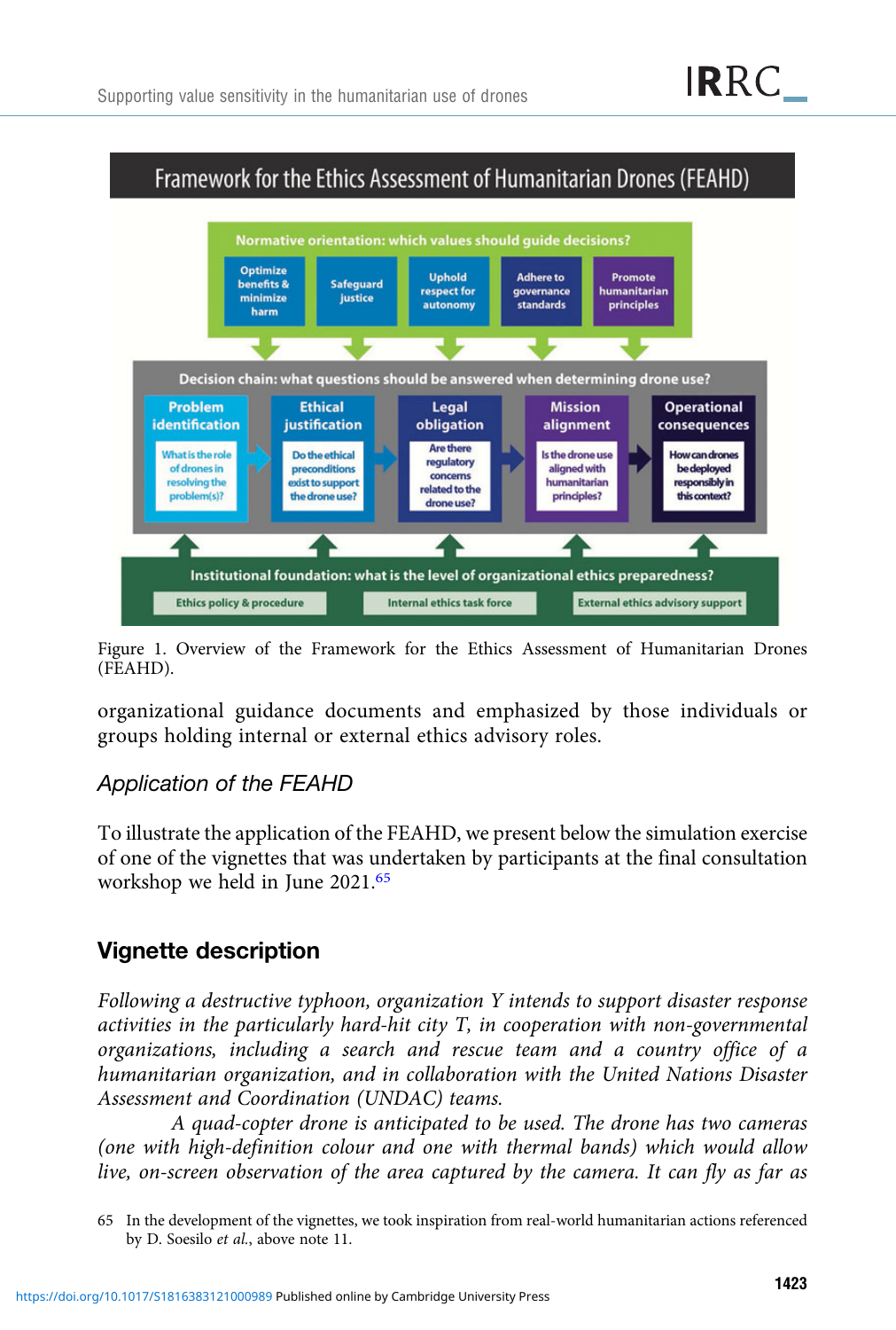Framework for the Ethics Assessment of Humanitarian Drones (FEAHD)

Normative orientation: which values should guide decisions?

- Optimize benefits & minimize harm
- Safeguard justice
- Uphold respect for autonomy
- Adhere to governance standards
- Promote humanitarian principles

Decision chain: what questions should be answered when determining drone use?

- **Problem identification**: What is the role of drones in resolving the problem(s)?
- **Ethical justification**: Do the ethical preconditions exist to support the drone use?
- **Legal obligation**: Are there regulatory concerns related to the drone use?
- **Mission alignment**: Is the drone use aligned with humanitarian principles?
- **Operational consequences**: How can drones be deployed responsibly in this context?

Institutional foundation: what is the level of organizational ethics preparedness?

- Ethics policy & procedure
- Internal ethics task force
- External ethics advisory support

Figure 1. Overview of the Framework for the Ethics Assessment of Humanitarian Drones (FEAHD).

organizational guidance documents and emphasized by those individuals or groups holding internal or external ethics advisory roles.

### Application of the FEAHD

To illustrate the application of the FEAHD, we present below the simulation exercise of one of the vignettes that was undertaken by participants at the final consultation workshop we held in June 2021.[65]

## Vignette description

*Following a destructive typhoon, organization Y intends to support disaster response activities in the particularly hard-hit city T, in cooperation with non-governmental organizations, including a search and rescue team and a country office of a humanitarian organization, and in collaboration with the United Nations Disaster Assessment and Coordination (UNDAC) teams.*

*A quad-copter drone is anticipated to be used. The drone has two cameras (one with high-definition colour and one with thermal bands) which would allow live, on-screen observation of the area captured by the camera. It can fly as far as*

65 In the development of the vignettes, we took inspiration from real-world humanitarian actions referenced by D. Soesilo *et al.*, above note 11.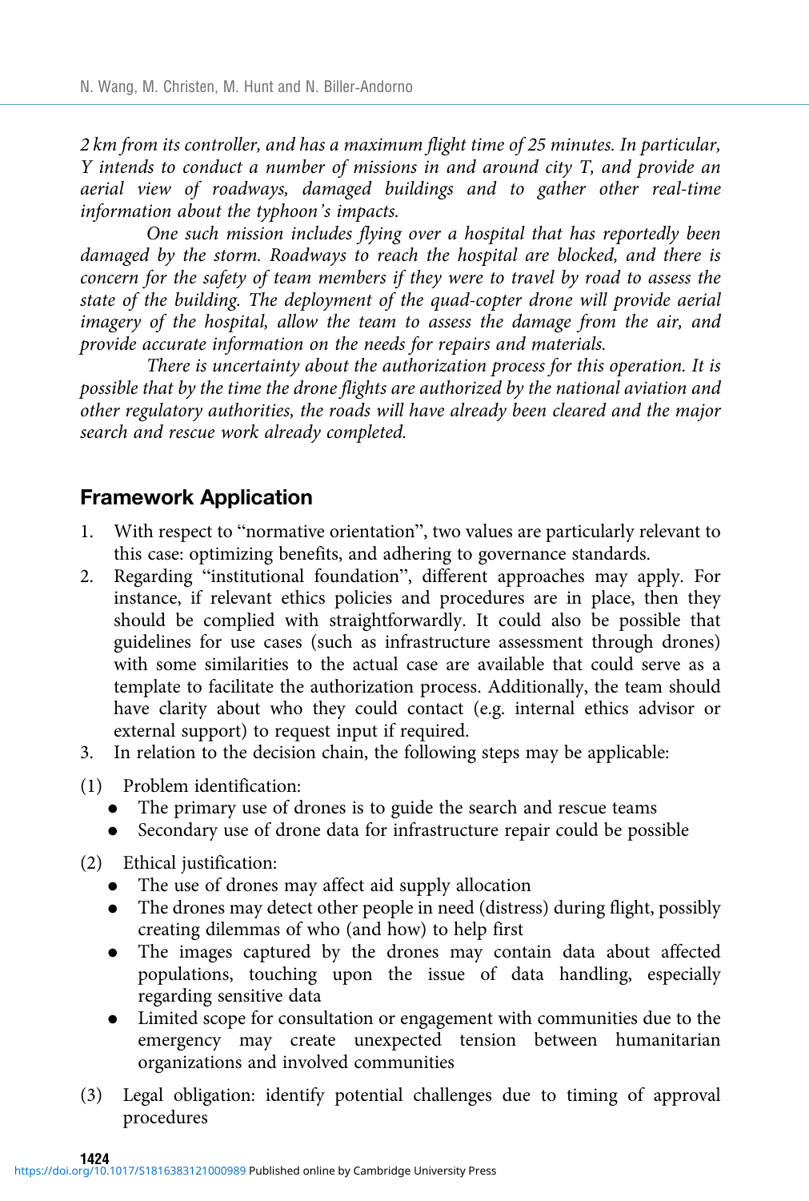*2 km from its controller, and has a maximum flight time of 25 minutes. In particular, Y intends to conduct a number of missions in and around city T, and provide an aerial view of roadways, damaged buildings and to gather other real-time information about the typhoon's impacts.*

*One such mission includes flying over a hospital that has reportedly been damaged by the storm. Roadways to reach the hospital are blocked, and there is concern for the safety of team members if they were to travel by road to assess the state of the building. The deployment of the quad-copter drone will provide aerial imagery of the hospital, allow the team to assess the damage from the air, and provide accurate information on the needs for repairs and materials.*

*There is uncertainty about the authorization process for this operation. It is possible that by the time the drone flights are authorized by the national aviation and other regulatory authorities, the roads will have already been cleared and the major search and rescue work already completed.*

## Framework Application

1. With respect to "normative orientation", two values are particularly relevant to this case: optimizing benefits, and adhering to governance standards.
2. Regarding "institutional foundation", different approaches may apply. For instance, if relevant ethics policies and procedures are in place, then they should be complied with straightforwardly. It could also be possible that guidelines for use cases (such as infrastructure assessment through drones) with some similarities to the actual case are available that could serve as a template to facilitate the authorization process. Additionally, the team should have clarity about who they could contact (e.g. internal ethics advisor or external support) to request input if required.
3. In relation to the decision chain, the following steps may be applicable:

(1) Problem identification:
- The primary use of drones is to guide the search and rescue teams
- Secondary use of drone data for infrastructure repair could be possible

(2) Ethical justification:
- The use of drones may affect aid supply allocation
- The drones may detect other people in need (distress) during flight, possibly creating dilemmas of who (and how) to help first
- The images captured by the drones may contain data about affected populations, touching upon the issue of data handling, especially regarding sensitive data
- Limited scope for consultation or engagement with communities due to the emergency may create unexpected tension between humanitarian organizations and involved communities

(3) Legal obligation: identify potential challenges due to timing of approval procedures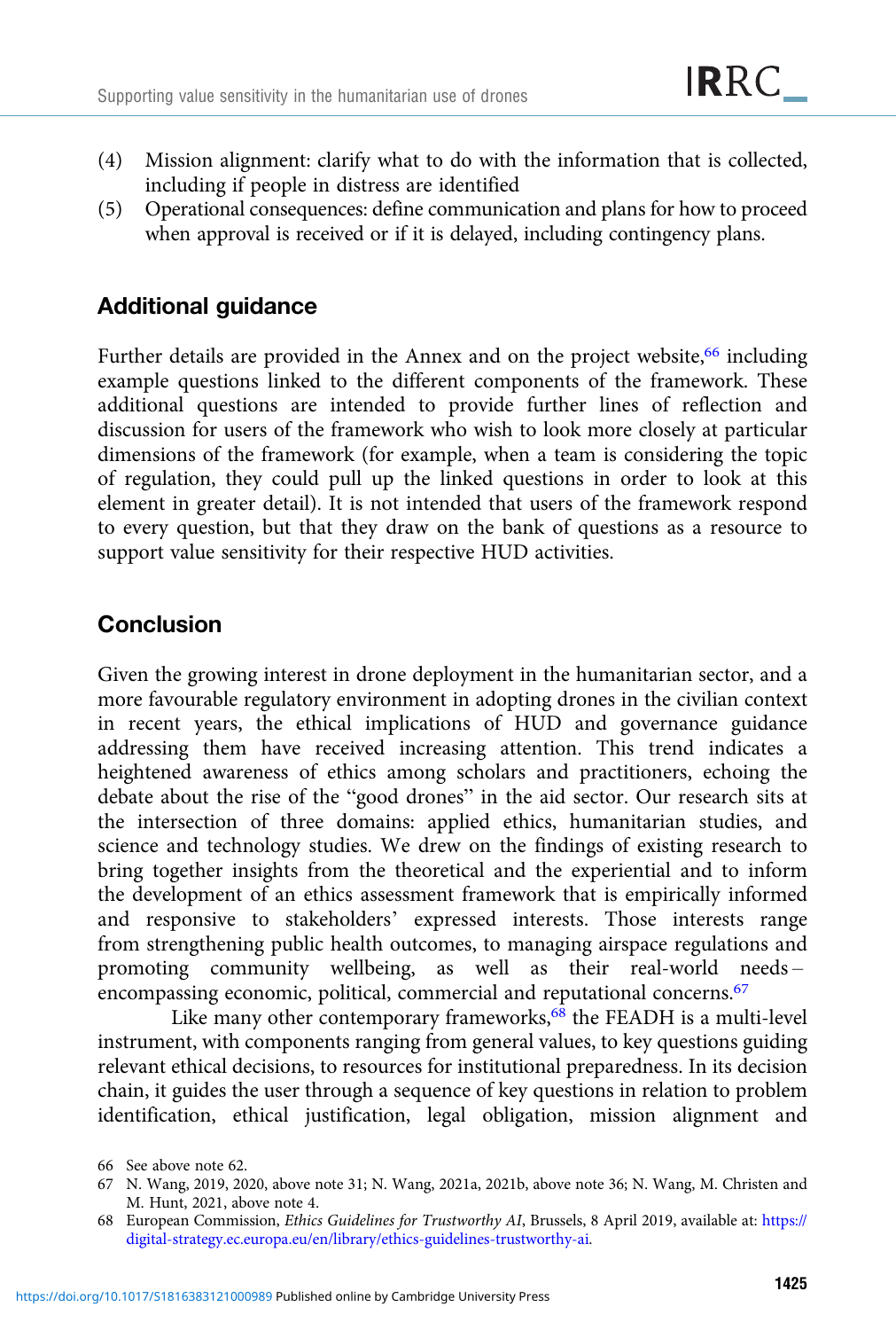(4) Mission alignment: clarify what to do with the information that is collected, including if people in distress are identified
(5) Operational consequences: define communication and plans for how to proceed when approval is received or if it is delayed, including contingency plans.

## Additional guidance

Further details are provided in the Annex and on the project website,[66] including example questions linked to the different components of the framework. These additional questions are intended to provide further lines of reflection and discussion for users of the framework who wish to look more closely at particular dimensions of the framework (for example, when a team is considering the topic of regulation, they could pull up the linked questions in order to look at this element in greater detail). It is not intended that users of the framework respond to every question, but that they draw on the bank of questions as a resource to support value sensitivity for their respective HUD activities.

## Conclusion

Given the growing interest in drone deployment in the humanitarian sector, and a more favourable regulatory environment in adopting drones in the civilian context in recent years, the ethical implications of HUD and governance guidance addressing them have received increasing attention. This trend indicates a heightened awareness of ethics among scholars and practitioners, echoing the debate about the rise of the "good drones" in the aid sector. Our research sits at the intersection of three domains: applied ethics, humanitarian studies, and science and technology studies. We drew on the findings of existing research to bring together insights from the theoretical and the experiential and to inform the development of an ethics assessment framework that is empirically informed and responsive to stakeholders' expressed interests. Those interests range from strengthening public health outcomes, to managing airspace regulations and promoting community wellbeing, as well as their real-world needs – encompassing economic, political, commercial and reputational concerns.[67]

Like many other contemporary frameworks,[68] the FEADH is a multi-level instrument, with components ranging from general values, to key questions guiding relevant ethical decisions, to resources for institutional preparedness. In its decision chain, it guides the user through a sequence of key questions in relation to problem identification, ethical justification, legal obligation, mission alignment and

66 See above note 62.

67 N. Wang, 2019, 2020, above note 31; N. Wang, 2021a, 2021b, above note 36; N. Wang, M. Christen and M. Hunt, 2021, above note 4.

68 European Commission, *Ethics Guidelines for Trustworthy AI*, Brussels, 8 April 2019, available at: https://digital-strategy.ec.europa.eu/en/library/ethics-guidelines-trustworthy-ai.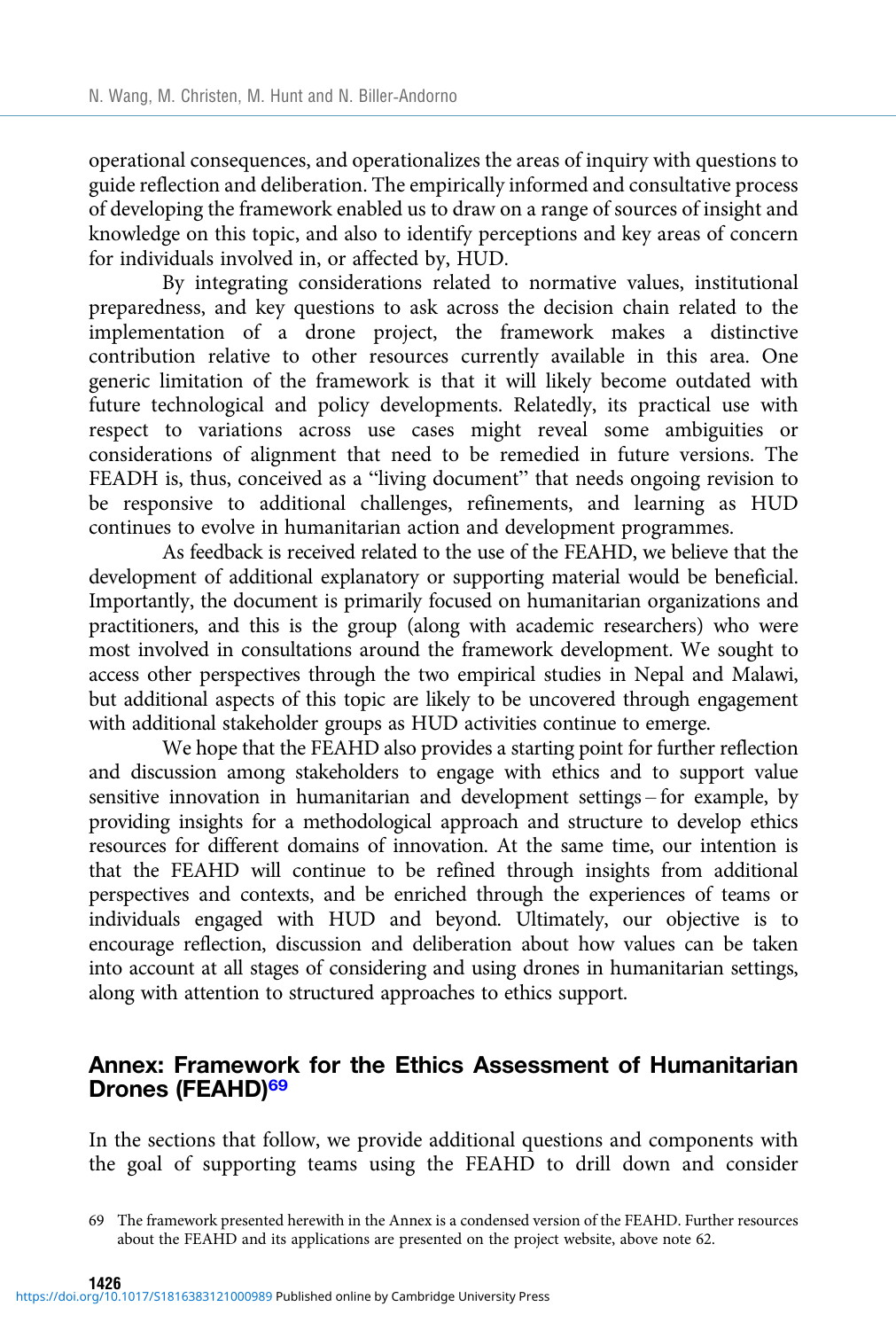operational consequences, and operationalizes the areas of inquiry with questions to guide reflection and deliberation. The empirically informed and consultative process of developing the framework enabled us to draw on a range of sources of insight and knowledge on this topic, and also to identify perceptions and key areas of concern for individuals involved in, or affected by, HUD.

By integrating considerations related to normative values, institutional preparedness, and key questions to ask across the decision chain related to the implementation of a drone project, the framework makes a distinctive contribution relative to other resources currently available in this area. One generic limitation of the framework is that it will likely become outdated with future technological and policy developments. Relatedly, its practical use with respect to variations across use cases might reveal some ambiguities or considerations of alignment that need to be remedied in future versions. The FEADH is, thus, conceived as a "living document" that needs ongoing revision to be responsive to additional challenges, refinements, and learning as HUD continues to evolve in humanitarian action and development programmes.

As feedback is received related to the use of the FEAHD, we believe that the development of additional explanatory or supporting material would be beneficial. Importantly, the document is primarily focused on humanitarian organizations and practitioners, and this is the group (along with academic researchers) who were most involved in consultations around the framework development. We sought to access other perspectives through the two empirical studies in Nepal and Malawi, but additional aspects of this topic are likely to be uncovered through engagement with additional stakeholder groups as HUD activities continue to emerge.

We hope that the FEAHD also provides a starting point for further reflection and discussion among stakeholders to engage with ethics and to support value sensitive innovation in humanitarian and development settings – for example, by providing insights for a methodological approach and structure to develop ethics resources for different domains of innovation. At the same time, our intention is that the FEAHD will continue to be refined through insights from additional perspectives and contexts, and be enriched through the experiences of teams or individuals engaged with HUD and beyond. Ultimately, our objective is to encourage reflection, discussion and deliberation about how values can be taken into account at all stages of considering and using drones in humanitarian settings, along with attention to structured approaches to ethics support.

## Annex: Framework for the Ethics Assessment of Humanitarian Drones (FEAHD)[69]

In the sections that follow, we provide additional questions and components with the goal of supporting teams using the FEAHD to drill down and consider

69 The framework presented herewith in the Annex is a condensed version of the FEAHD. Further resources about the FEAHD and its applications are presented on the project website, above note 62.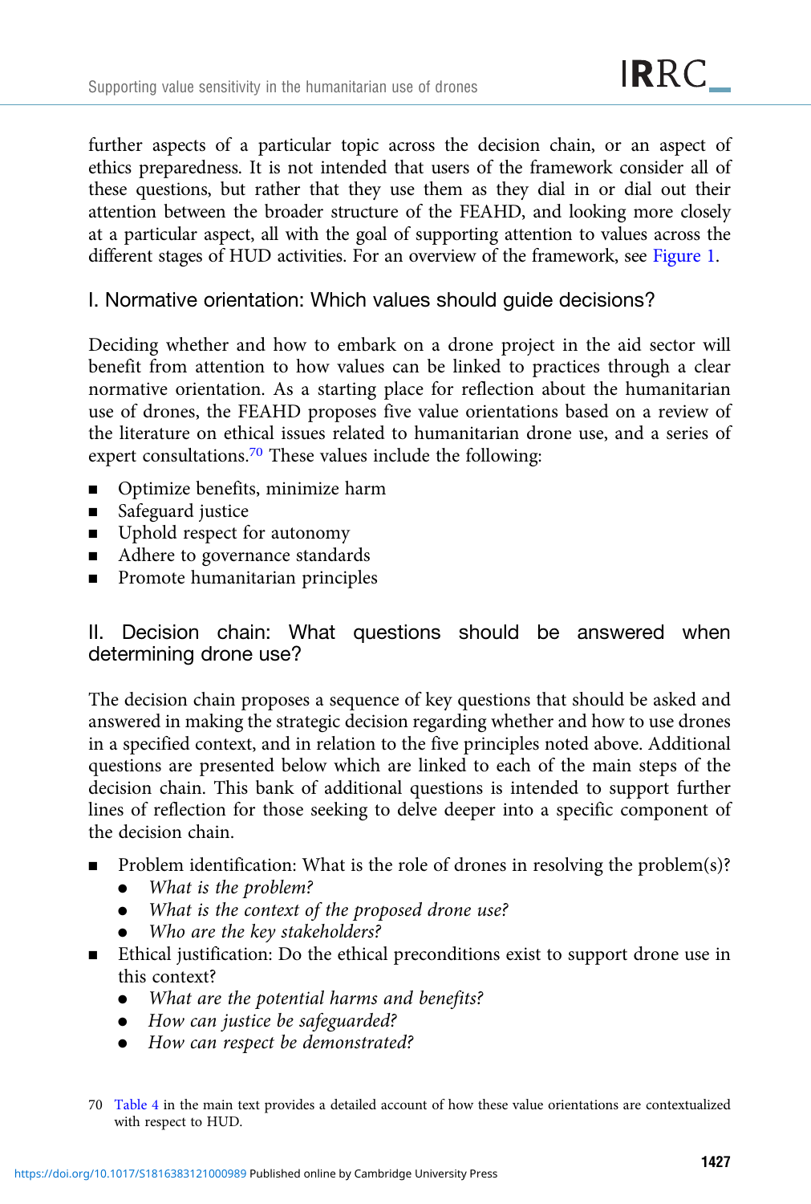further aspects of a particular topic across the decision chain, or an aspect of ethics preparedness. It is not intended that users of the framework consider all of these questions, but rather that they use them as they dial in or dial out their attention between the broader structure of the FEAHD, and looking more closely at a particular aspect, all with the goal of supporting attention to values across the different stages of HUD activities. For an overview of the framework, see Figure 1.

## I. Normative orientation: Which values should guide decisions?

Deciding whether and how to embark on a drone project in the aid sector will benefit from attention to how values can be linked to practices through a clear normative orientation. As a starting place for reflection about the humanitarian use of drones, the FEAHD proposes five value orientations based on a review of the literature on ethical issues related to humanitarian drone use, and a series of expert consultations.[70] These values include the following:

- Optimize benefits, minimize harm
- Safeguard justice
- Uphold respect for autonomy
- Adhere to governance standards
- Promote humanitarian principles

## II. Decision chain: What questions should be answered when determining drone use?

The decision chain proposes a sequence of key questions that should be asked and answered in making the strategic decision regarding whether and how to use drones in a specified context, and in relation to the five principles noted above. Additional questions are presented below which are linked to each of the main steps of the decision chain. This bank of additional questions is intended to support further lines of reflection for those seeking to delve deeper into a specific component of the decision chain.

- Problem identification: What is the role of drones in resolving the problem(s)?
  - *What is the problem?*
  - *What is the context of the proposed drone use?*
  - *Who are the key stakeholders?*
- Ethical justification: Do the ethical preconditions exist to support drone use in this context?
  - *What are the potential harms and benefits?*
  - *How can justice be safeguarded?*
  - *How can respect be demonstrated?*

70 Table 4 in the main text provides a detailed account of how these value orientations are contextualized with respect to HUD.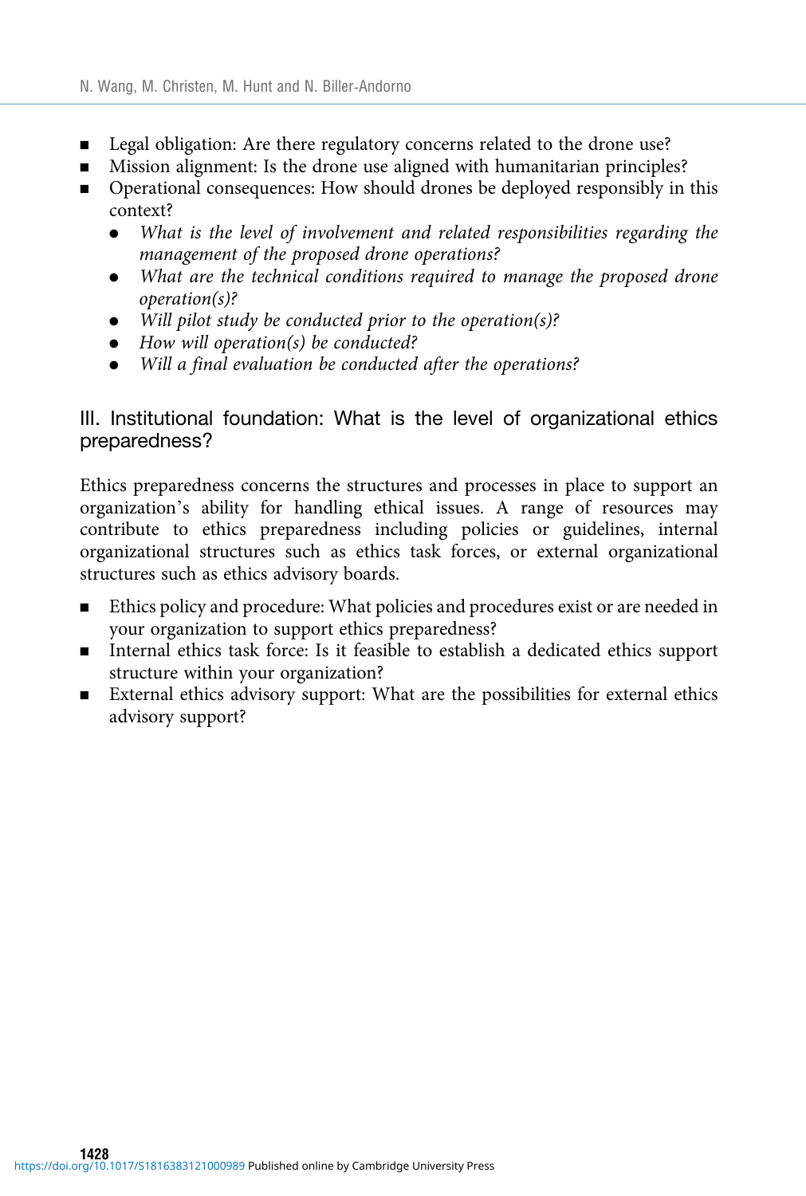- Legal obligation: Are there regulatory concerns related to the drone use?
- Mission alignment: Is the drone use aligned with humanitarian principles?
- Operational consequences: How should drones be deployed responsibly in this context?
  - *What is the level of involvement and related responsibilities regarding the management of the proposed drone operations?*
  - *What are the technical conditions required to manage the proposed drone operation(s)?*
  - *Will pilot study be conducted prior to the operation(s)?*
  - *How will operation(s) be conducted?*
  - *Will a final evaluation be conducted after the operations?*

### III. Institutional foundation: What is the level of organizational ethics preparedness?

Ethics preparedness concerns the structures and processes in place to support an organization's ability for handling ethical issues. A range of resources may contribute to ethics preparedness including policies or guidelines, internal organizational structures such as ethics task forces, or external organizational structures such as ethics advisory boards.

- Ethics policy and procedure: What policies and procedures exist or are needed in your organization to support ethics preparedness?
- Internal ethics task force: Is it feasible to establish a dedicated ethics support structure within your organization?
- External ethics advisory support: What are the possibilities for external ethics advisory support?